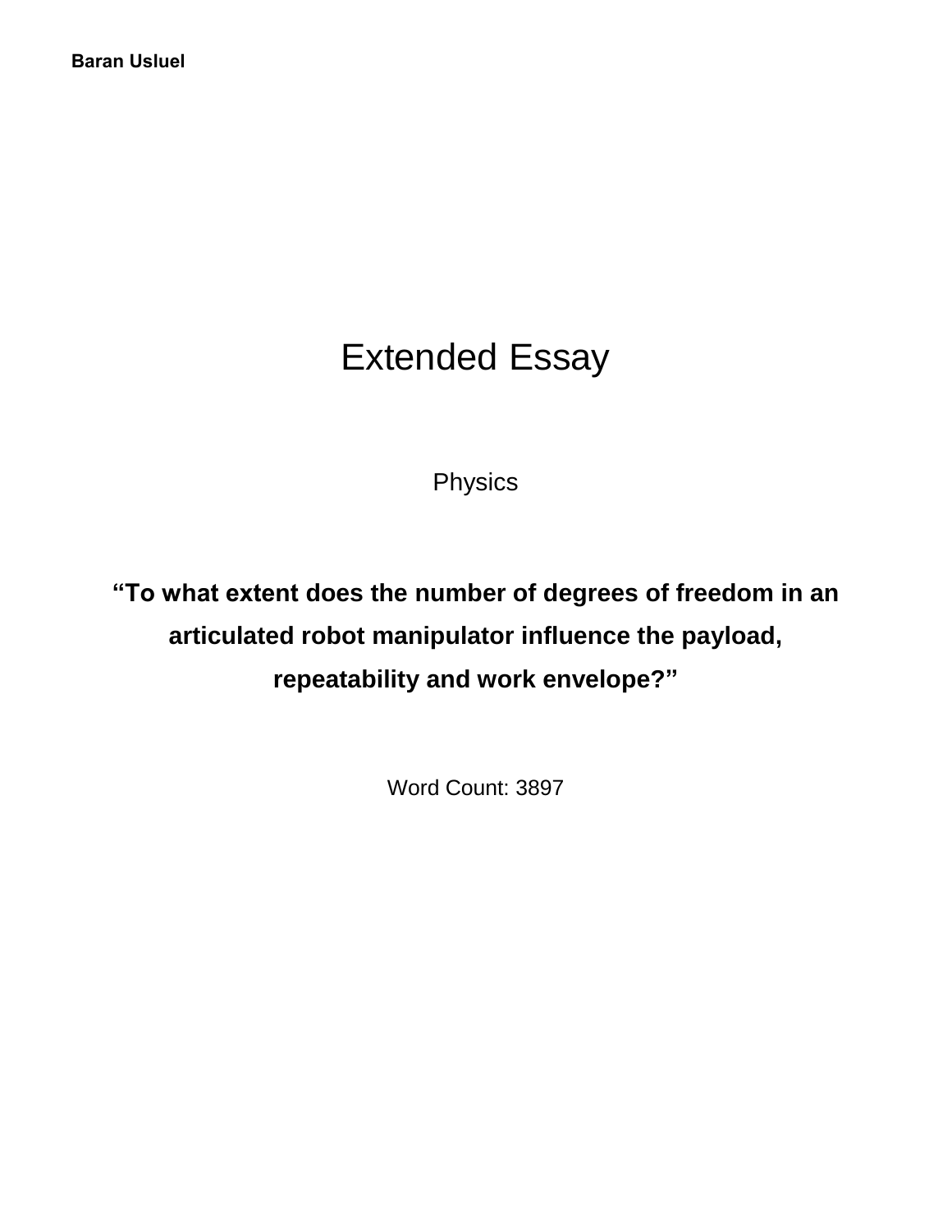**Baran Usluel**

# Extended Essay

Physics

**“To what extent does the number of degrees of freedom in an articulated robot manipulator influence the payload, repeatability and work envelope?”**

Word Count: 3897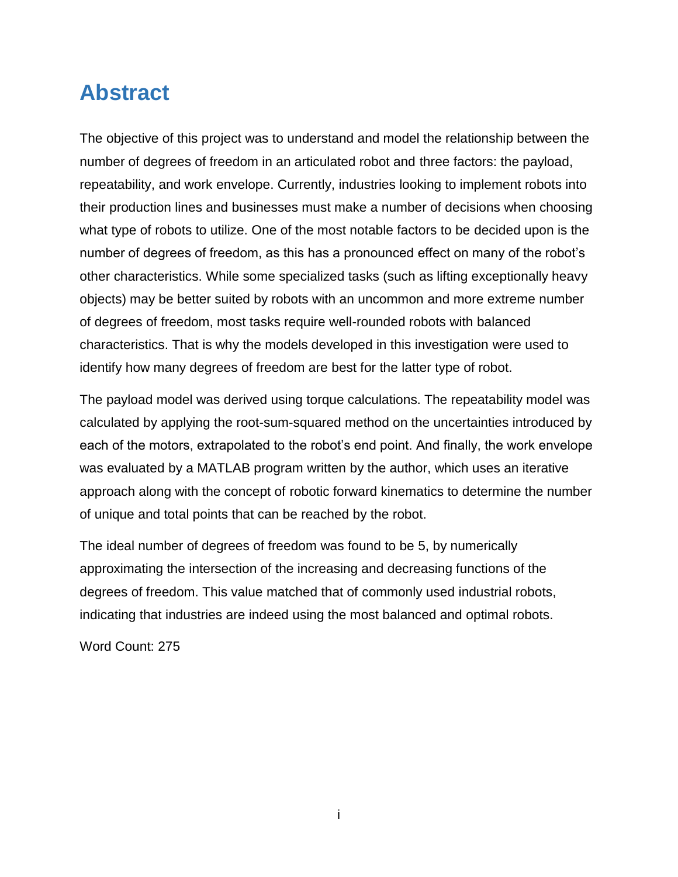# Abstract

The objective of this project was to understand and model the relationship between the number of degrees of freedom in an articulated robot and three factors: the payload, repeatability, and work envelope. Currently, industries looking to implement robots into their production lines and businesses must make a number of decisions when choosing what type of robots to utilize. One of the most notable factors to be decided upon is the number of degrees of freedom, as this has a pronounced effect on many of the robot's other characteristics. While some specialized tasks (such as lifting exceptionally heavy objects) may be better suited by robots with an uncommon and more extreme number of degrees of freedom, most tasks require well-rounded robots with balanced characteristics. That is why the models developed in this investigation were used to identify how many degrees of freedom are best for the latter type of robot.

The payload model was derived using torque calculations. The repeatability model was calculated by applying the root-sum-squared method on the uncertainties introduced by each of the motors, extrapolated to the robot's end point. And finally, the work envelope was evaluated by a MATLAB program written by the author, which uses an iterative approach along with the concept of robotic forward kinematics to determine the number of unique and total points that can be reached by the robot.

The ideal number of degrees of freedom was found to be 5, by numerically approximating the intersection of the increasing and decreasing functions of the degrees of freedom. This value matched that of commonly used industrial robots, indicating that industries are indeed using the most balanced and optimal robots.

Word Count: 275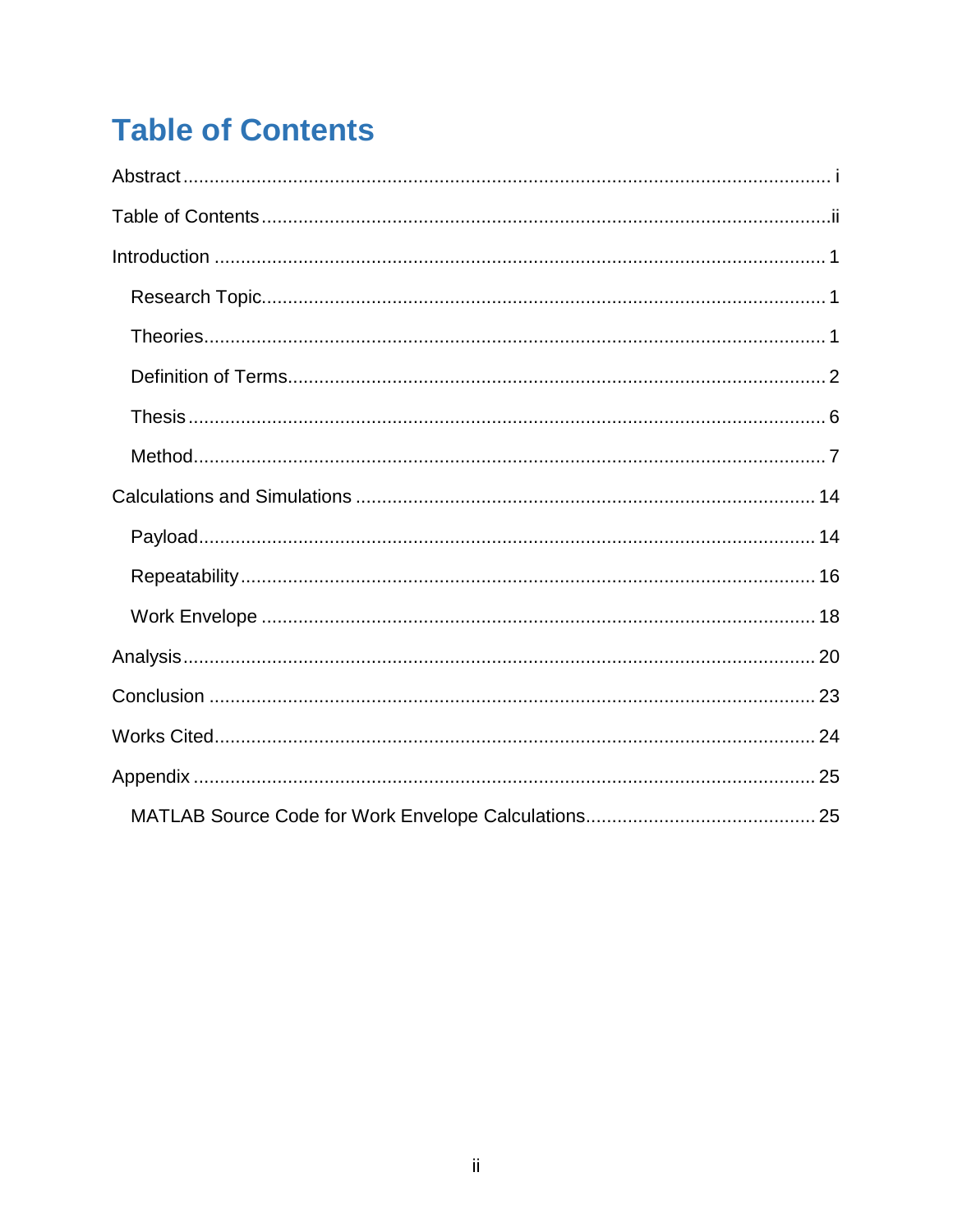# Table of Contents

Abstract ........................................................................................................................ i

Table of Contents ..........................................................................................................ii

Introduction .................................................................................................................. 1

  Research Topic ........................................................................................................... 1

  Theories ..................................................................................................................... 1

  Definition of Terms ...................................................................................................... 2

  Thesis ........................................................................................................................ 6

  Method ....................................................................................................................... 7

Calculations and Simulations ...................................................................................... 14

  Payload .................................................................................................................... 14

  Repeatability ............................................................................................................ 16

  Work Envelope ......................................................................................................... 18

Analysis ...................................................................................................................... 20

Conclusion .................................................................................................................. 23

Works Cited ................................................................................................................. 24

Appendix ..................................................................................................................... 25

  MATLAB Source Code for Work Envelope Calculations ........................................... 25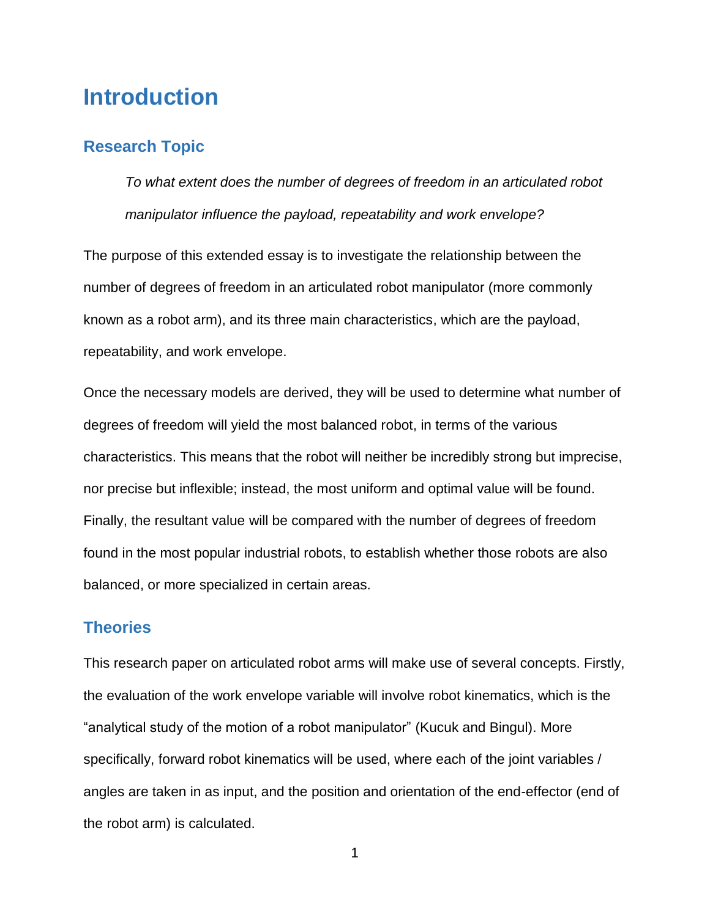# Introduction

## Research Topic

> *To what extent does the number of degrees of freedom in an articulated robot manipulator influence the payload, repeatability and work envelope?*

The purpose of this extended essay is to investigate the relationship between the number of degrees of freedom in an articulated robot manipulator (more commonly known as a robot arm), and its three main characteristics, which are the payload, repeatability, and work envelope.

Once the necessary models are derived, they will be used to determine what number of degrees of freedom will yield the most balanced robot, in terms of the various characteristics. This means that the robot will neither be incredibly strong but imprecise, nor precise but inflexible; instead, the most uniform and optimal value will be found. Finally, the resultant value will be compared with the number of degrees of freedom found in the most popular industrial robots, to establish whether those robots are also balanced, or more specialized in certain areas.

## Theories

This research paper on articulated robot arms will make use of several concepts. Firstly, the evaluation of the work envelope variable will involve robot kinematics, which is the "analytical study of the motion of a robot manipulator" (Kucuk and Bingul). More specifically, forward robot kinematics will be used, where each of the joint variables / angles are taken in as input, and the position and orientation of the end-effector (end of the robot arm) is calculated.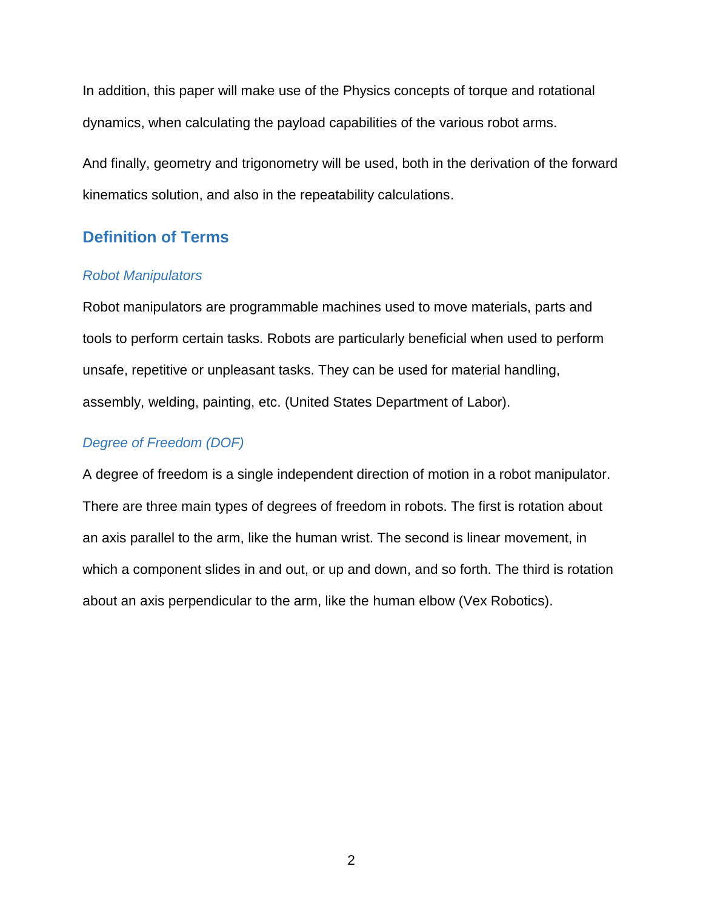In addition, this paper will make use of the Physics concepts of torque and rotational dynamics, when calculating the payload capabilities of the various robot arms.

And finally, geometry and trigonometry will be used, both in the derivation of the forward kinematics solution, and also in the repeatability calculations.

## Definition of Terms

### *Robot Manipulators*

Robot manipulators are programmable machines used to move materials, parts and tools to perform certain tasks. Robots are particularly beneficial when used to perform unsafe, repetitive or unpleasant tasks. They can be used for material handling, assembly, welding, painting, etc. (United States Department of Labor).

### *Degree of Freedom (DOF)*

A degree of freedom is a single independent direction of motion in a robot manipulator. There are three main types of degrees of freedom in robots. The first is rotation about an axis parallel to the arm, like the human wrist. The second is linear movement, in which a component slides in and out, or up and down, and so forth. The third is rotation about an axis perpendicular to the arm, like the human elbow (Vex Robotics).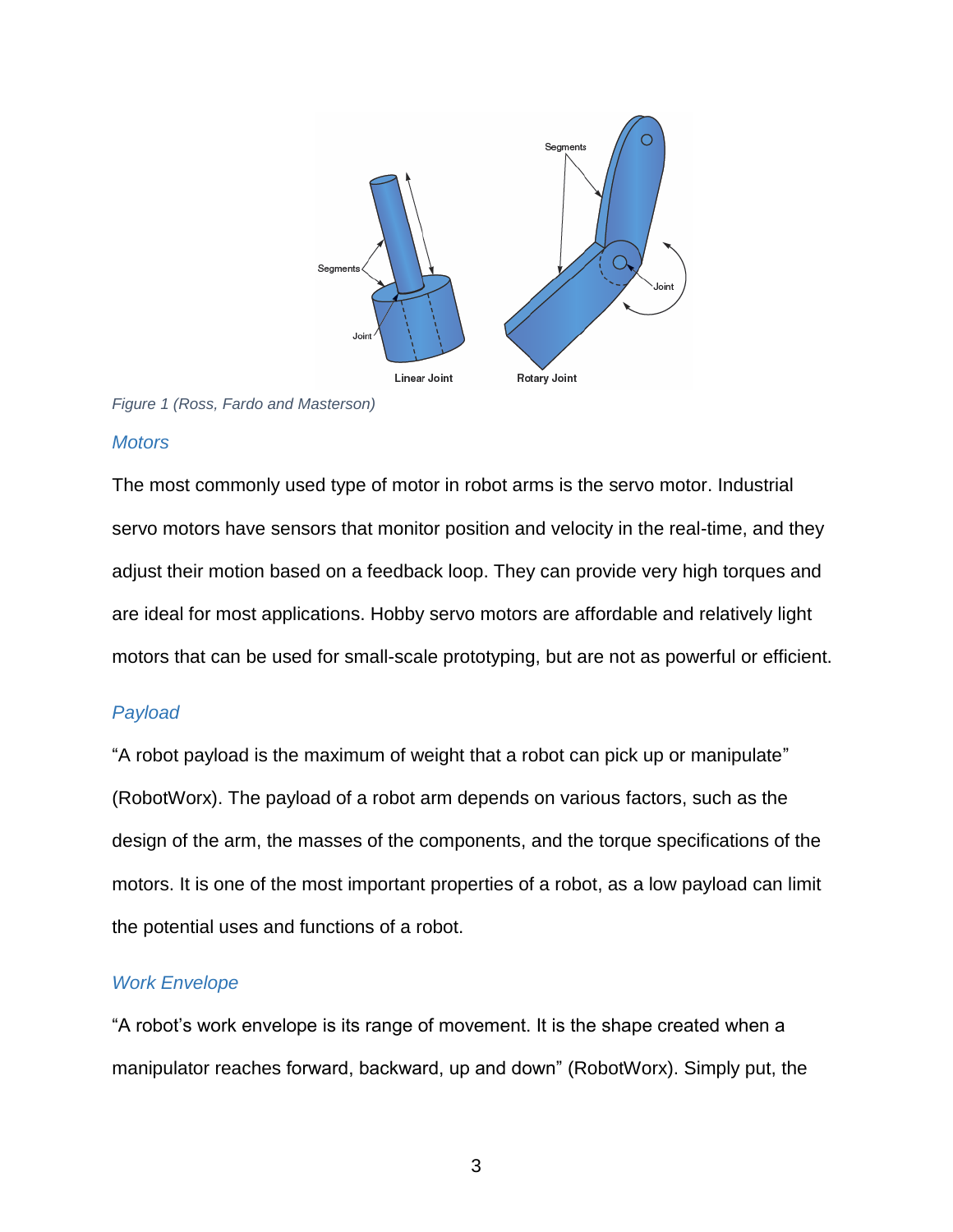*Figure 1 (Ross, Fardo and Masterson)*

### *Motors*

The most commonly used type of motor in robot arms is the servo motor. Industrial servo motors have sensors that monitor position and velocity in the real-time, and they adjust their motion based on a feedback loop. They can provide very high torques and are ideal for most applications. Hobby servo motors are affordable and relatively light motors that can be used for small-scale prototyping, but are not as powerful or efficient.

### *Payload*

“A robot payload is the maximum of weight that a robot can pick up or manipulate” (RobotWorx). The payload of a robot arm depends on various factors, such as the design of the arm, the masses of the components, and the torque specifications of the motors. It is one of the most important properties of a robot, as a low payload can limit the potential uses and functions of a robot.

### *Work Envelope*

“A robot’s work envelope is its range of movement. It is the shape created when a manipulator reaches forward, backward, up and down” (RobotWorx). Simply put, the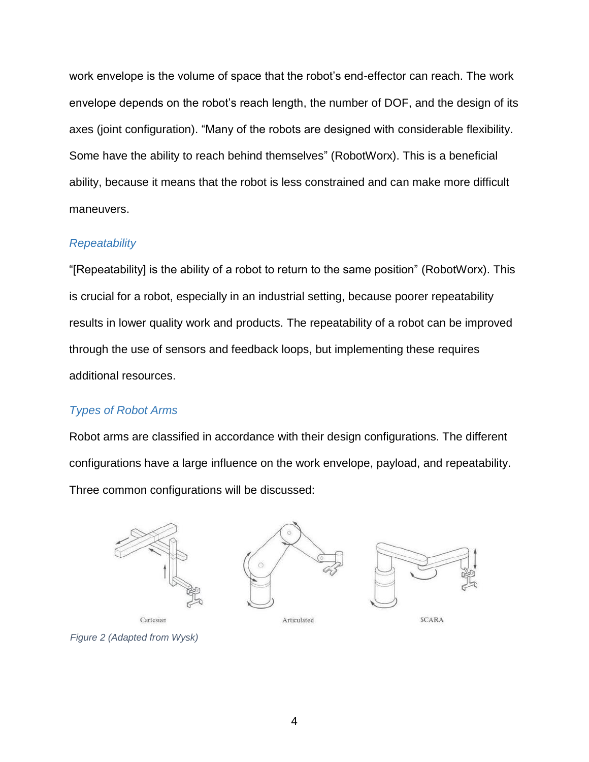work envelope is the volume of space that the robot's end-effector can reach. The work envelope depends on the robot's reach length, the number of DOF, and the design of its axes (joint configuration). "Many of the robots are designed with considerable flexibility. Some have the ability to reach behind themselves" (RobotWorx). This is a beneficial ability, because it means that the robot is less constrained and can make more difficult maneuvers.

### *Repeatability*

"[Repeatability] is the ability of a robot to return to the same position" (RobotWorx). This is crucial for a robot, especially in an industrial setting, because poorer repeatability results in lower quality work and products. The repeatability of a robot can be improved through the use of sensors and feedback loops, but implementing these requires additional resources.

### *Types of Robot Arms*

Robot arms are classified in accordance with their design configurations. The different configurations have a large influence on the work envelope, payload, and repeatability. Three common configurations will be discussed:

Cartesian     Articulated     SCARA

*Figure 2 (Adapted from Wysk)*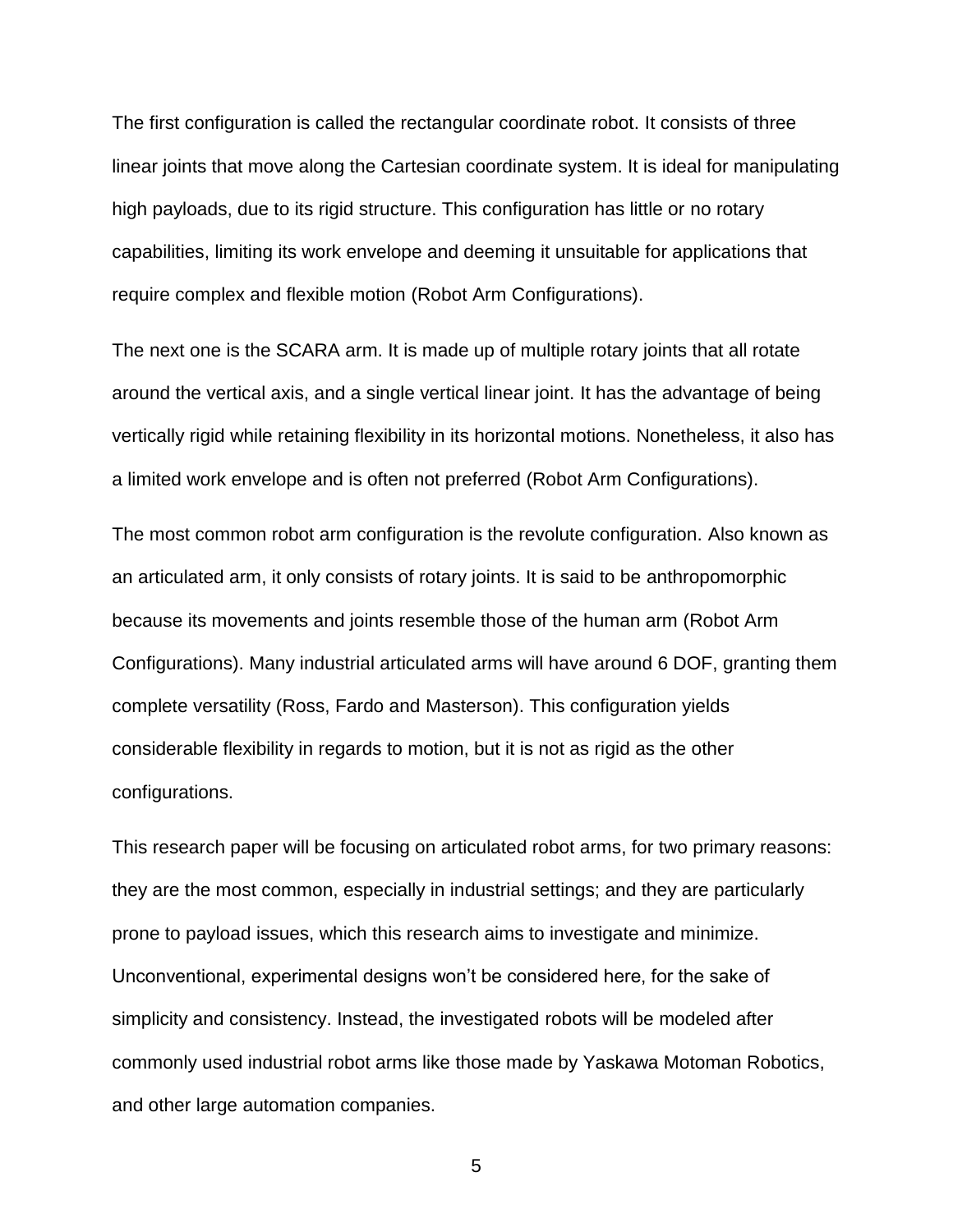The first configuration is called the rectangular coordinate robot. It consists of three linear joints that move along the Cartesian coordinate system. It is ideal for manipulating high payloads, due to its rigid structure. This configuration has little or no rotary capabilities, limiting its work envelope and deeming it unsuitable for applications that require complex and flexible motion (Robot Arm Configurations).

The next one is the SCARA arm. It is made up of multiple rotary joints that all rotate around the vertical axis, and a single vertical linear joint. It has the advantage of being vertically rigid while retaining flexibility in its horizontal motions. Nonetheless, it also has a limited work envelope and is often not preferred (Robot Arm Configurations).

The most common robot arm configuration is the revolute configuration. Also known as an articulated arm, it only consists of rotary joints. It is said to be anthropomorphic because its movements and joints resemble those of the human arm (Robot Arm Configurations). Many industrial articulated arms will have around 6 DOF, granting them complete versatility (Ross, Fardo and Masterson). This configuration yields considerable flexibility in regards to motion, but it is not as rigid as the other configurations.

This research paper will be focusing on articulated robot arms, for two primary reasons: they are the most common, especially in industrial settings; and they are particularly prone to payload issues, which this research aims to investigate and minimize. Unconventional, experimental designs won't be considered here, for the sake of simplicity and consistency. Instead, the investigated robots will be modeled after commonly used industrial robot arms like those made by Yaskawa Motoman Robotics, and other large automation companies.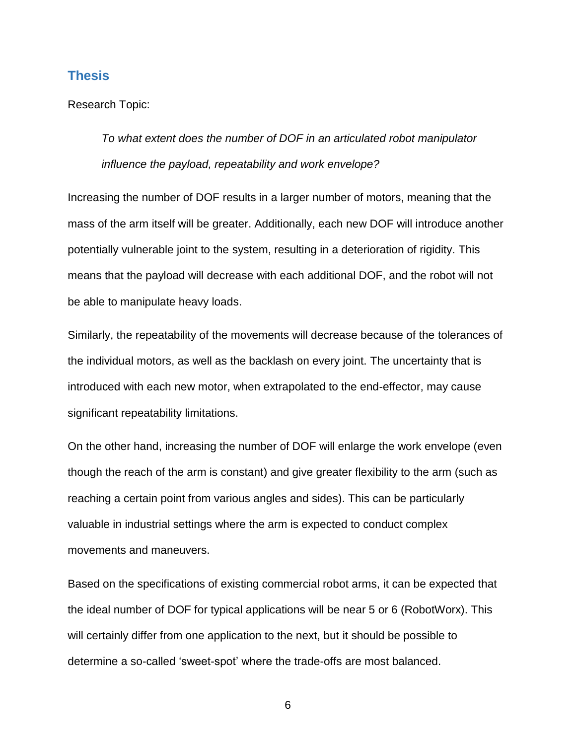## Thesis

Research Topic:

> *To what extent does the number of DOF in an articulated robot manipulator influence the payload, repeatability and work envelope?*

Increasing the number of DOF results in a larger number of motors, meaning that the mass of the arm itself will be greater. Additionally, each new DOF will introduce another potentially vulnerable joint to the system, resulting in a deterioration of rigidity. This means that the payload will decrease with each additional DOF, and the robot will not be able to manipulate heavy loads.

Similarly, the repeatability of the movements will decrease because of the tolerances of the individual motors, as well as the backlash on every joint. The uncertainty that is introduced with each new motor, when extrapolated to the end-effector, may cause significant repeatability limitations.

On the other hand, increasing the number of DOF will enlarge the work envelope (even though the reach of the arm is constant) and give greater flexibility to the arm (such as reaching a certain point from various angles and sides). This can be particularly valuable in industrial settings where the arm is expected to conduct complex movements and maneuvers.

Based on the specifications of existing commercial robot arms, it can be expected that the ideal number of DOF for typical applications will be near 5 or 6 (RobotWorx). This will certainly differ from one application to the next, but it should be possible to determine a so-called 'sweet-spot' where the trade-offs are most balanced.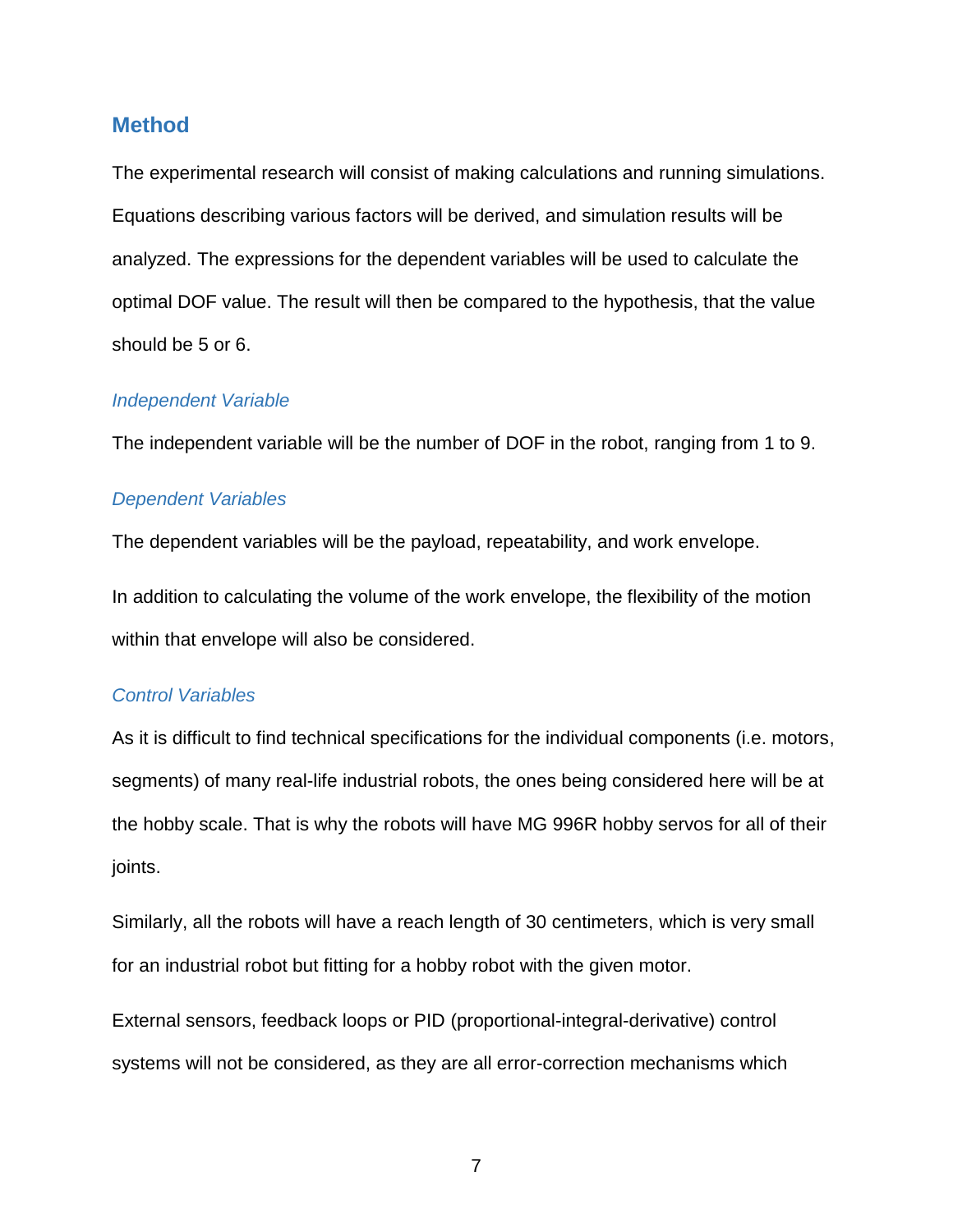## Method

The experimental research will consist of making calculations and running simulations. Equations describing various factors will be derived, and simulation results will be analyzed. The expressions for the dependent variables will be used to calculate the optimal DOF value. The result will then be compared to the hypothesis, that the value should be 5 or 6.

### *Independent Variable*

The independent variable will be the number of DOF in the robot, ranging from 1 to 9.

### *Dependent Variables*

The dependent variables will be the payload, repeatability, and work envelope.

In addition to calculating the volume of the work envelope, the flexibility of the motion within that envelope will also be considered.

### *Control Variables*

As it is difficult to find technical specifications for the individual components (i.e. motors, segments) of many real-life industrial robots, the ones being considered here will be at the hobby scale. That is why the robots will have MG 996R hobby servos for all of their joints.

Similarly, all the robots will have a reach length of 30 centimeters, which is very small for an industrial robot but fitting for a hobby robot with the given motor.

External sensors, feedback loops or PID (proportional-integral-derivative) control systems will not be considered, as they are all error-correction mechanisms which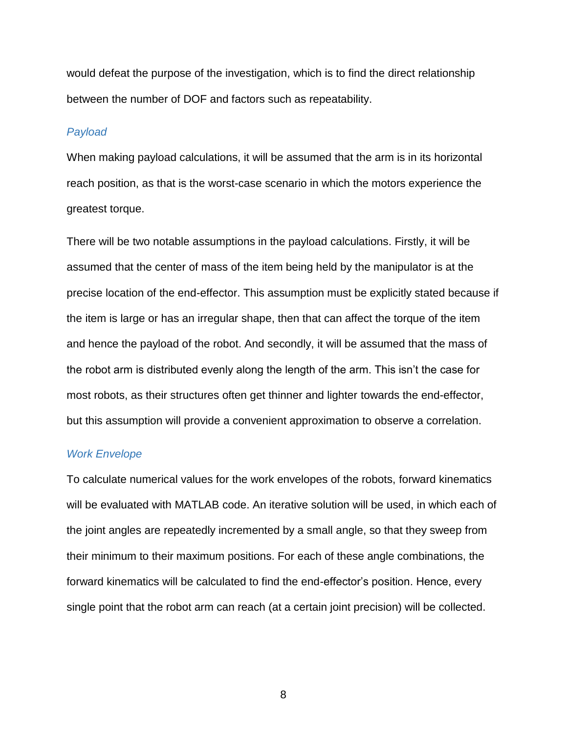would defeat the purpose of the investigation, which is to find the direct relationship between the number of DOF and factors such as repeatability.

### *Payload*

When making payload calculations, it will be assumed that the arm is in its horizontal reach position, as that is the worst-case scenario in which the motors experience the greatest torque.

There will be two notable assumptions in the payload calculations. Firstly, it will be assumed that the center of mass of the item being held by the manipulator is at the precise location of the end-effector. This assumption must be explicitly stated because if the item is large or has an irregular shape, then that can affect the torque of the item and hence the payload of the robot. And secondly, it will be assumed that the mass of the robot arm is distributed evenly along the length of the arm. This isn't the case for most robots, as their structures often get thinner and lighter towards the end-effector, but this assumption will provide a convenient approximation to observe a correlation.

### *Work Envelope*

To calculate numerical values for the work envelopes of the robots, forward kinematics will be evaluated with MATLAB code. An iterative solution will be used, in which each of the joint angles are repeatedly incremented by a small angle, so that they sweep from their minimum to their maximum positions. For each of these angle combinations, the forward kinematics will be calculated to find the end-effector's position. Hence, every single point that the robot arm can reach (at a certain joint precision) will be collected.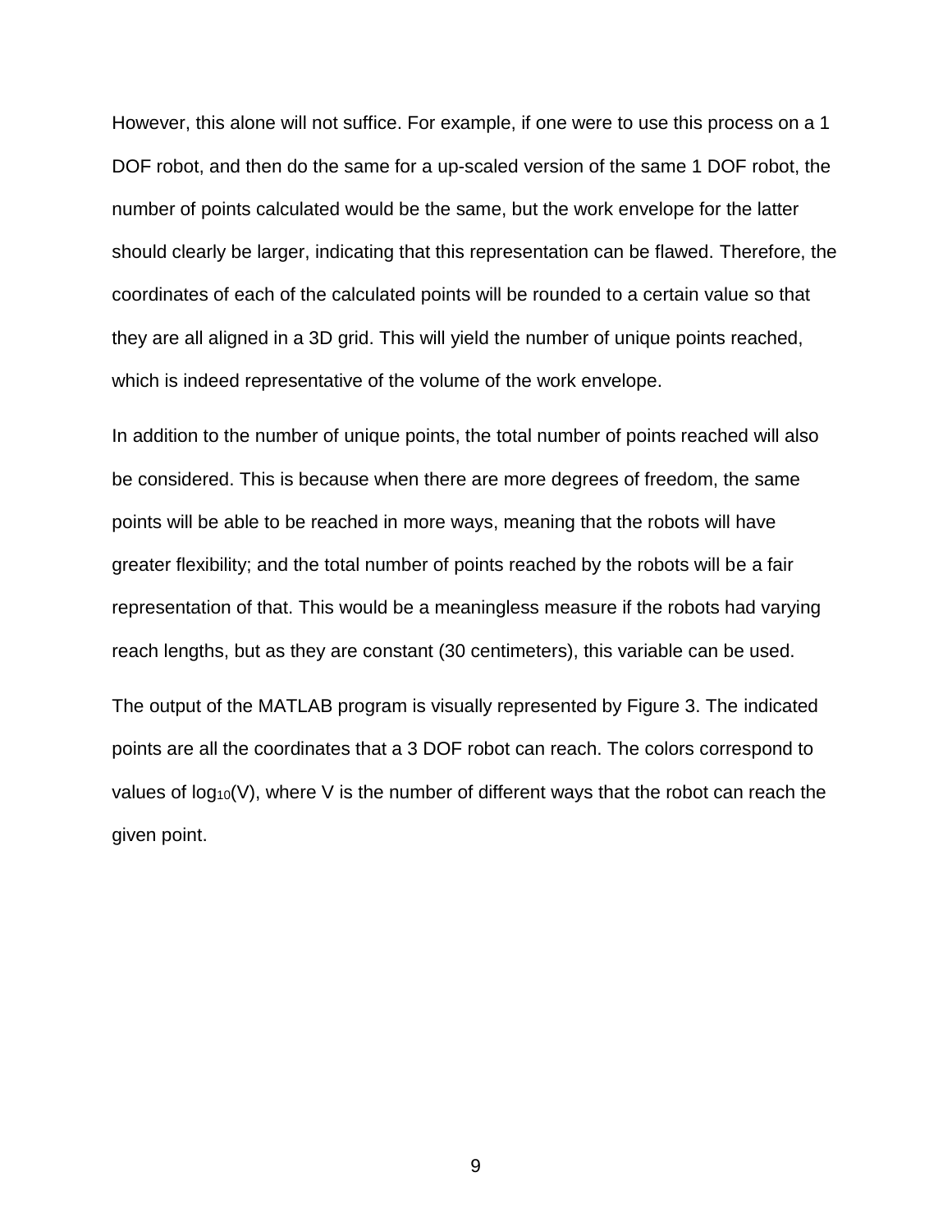However, this alone will not suffice. For example, if one were to use this process on a 1 DOF robot, and then do the same for a up-scaled version of the same 1 DOF robot, the number of points calculated would be the same, but the work envelope for the latter should clearly be larger, indicating that this representation can be flawed. Therefore, the coordinates of each of the calculated points will be rounded to a certain value so that they are all aligned in a 3D grid. This will yield the number of unique points reached, which is indeed representative of the volume of the work envelope.

In addition to the number of unique points, the total number of points reached will also be considered. This is because when there are more degrees of freedom, the same points will be able to be reached in more ways, meaning that the robots will have greater flexibility; and the total number of points reached by the robots will be a fair representation of that. This would be a meaningless measure if the robots had varying reach lengths, but as they are constant (30 centimeters), this variable can be used.

The output of the MATLAB program is visually represented by Figure 3. The indicated points are all the coordinates that a 3 DOF robot can reach. The colors correspond to values of $\log_{10}(V)$, where V is the number of different ways that the robot can reach the given point.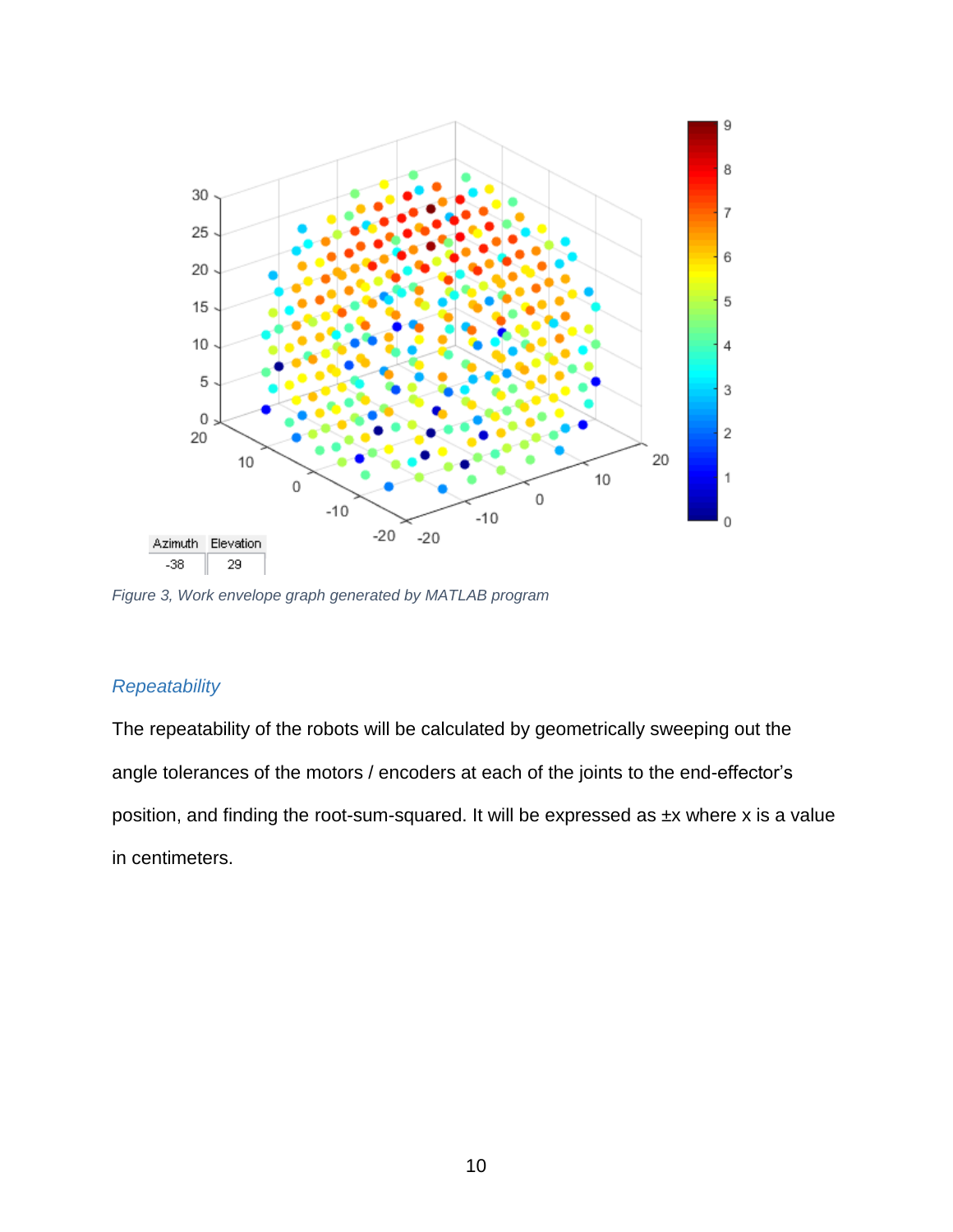Figure 3, Work envelope graph generated by MATLAB program

## *Repeatability*

The repeatability of the robots will be calculated by geometrically sweeping out the angle tolerances of the motors / encoders at each of the joints to the end-effector's position, and finding the root-sum-squared. It will be expressed as ±x where x is a value in centimeters.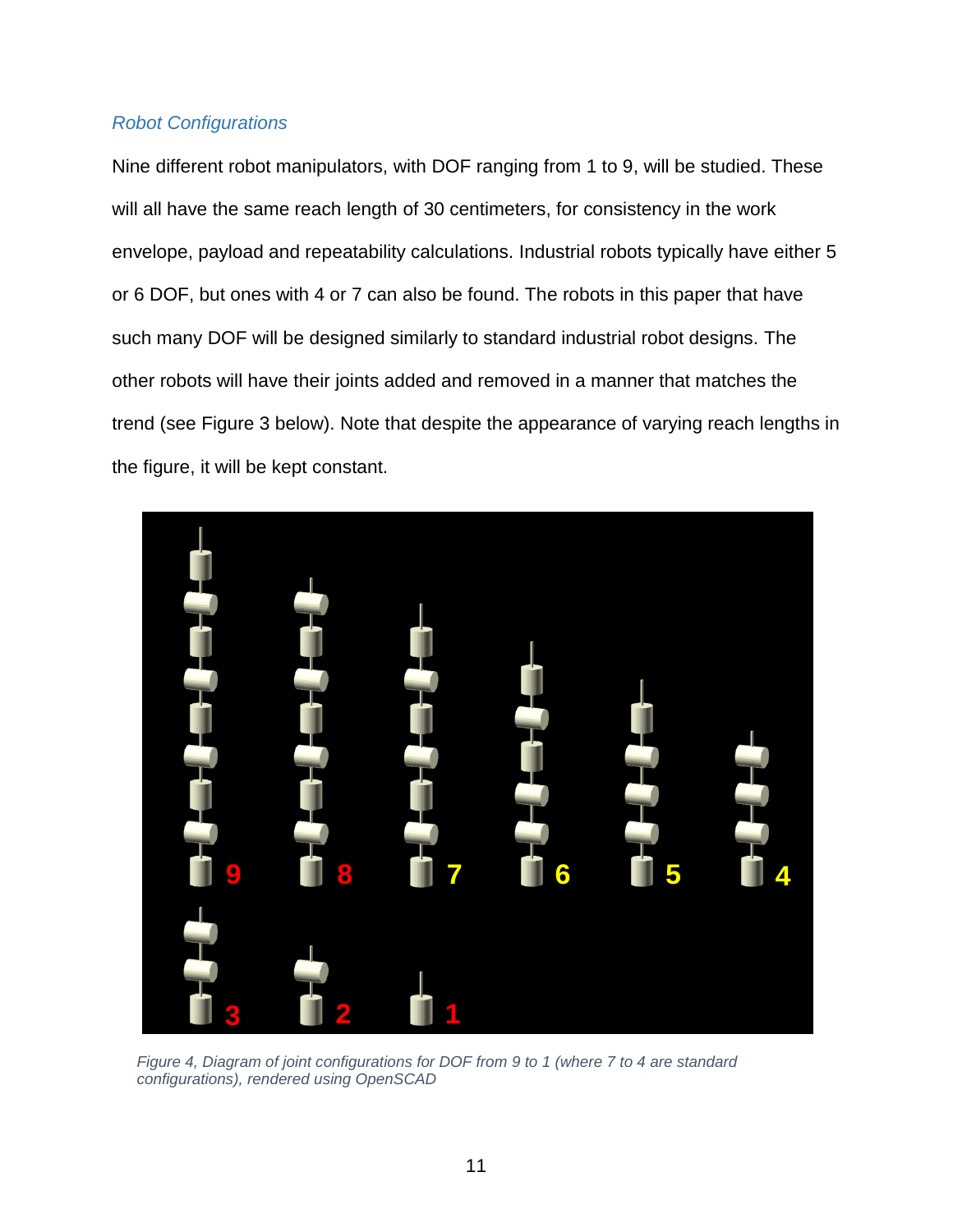### *Robot Configurations*

Nine different robot manipulators, with DOF ranging from 1 to 9, will be studied. These will all have the same reach length of 30 centimeters, for consistency in the work envelope, payload and repeatability calculations. Industrial robots typically have either 5 or 6 DOF, but ones with 4 or 7 can also be found. The robots in this paper that have such many DOF will be designed similarly to standard industrial robot designs. The other robots will have their joints added and removed in a manner that matches the trend (see Figure 3 below). Note that despite the appearance of varying reach lengths in the figure, it will be kept constant.

*Figure 4, Diagram of joint configurations for DOF from 9 to 1 (where 7 to 4 are standard configurations), rendered using OpenSCAD*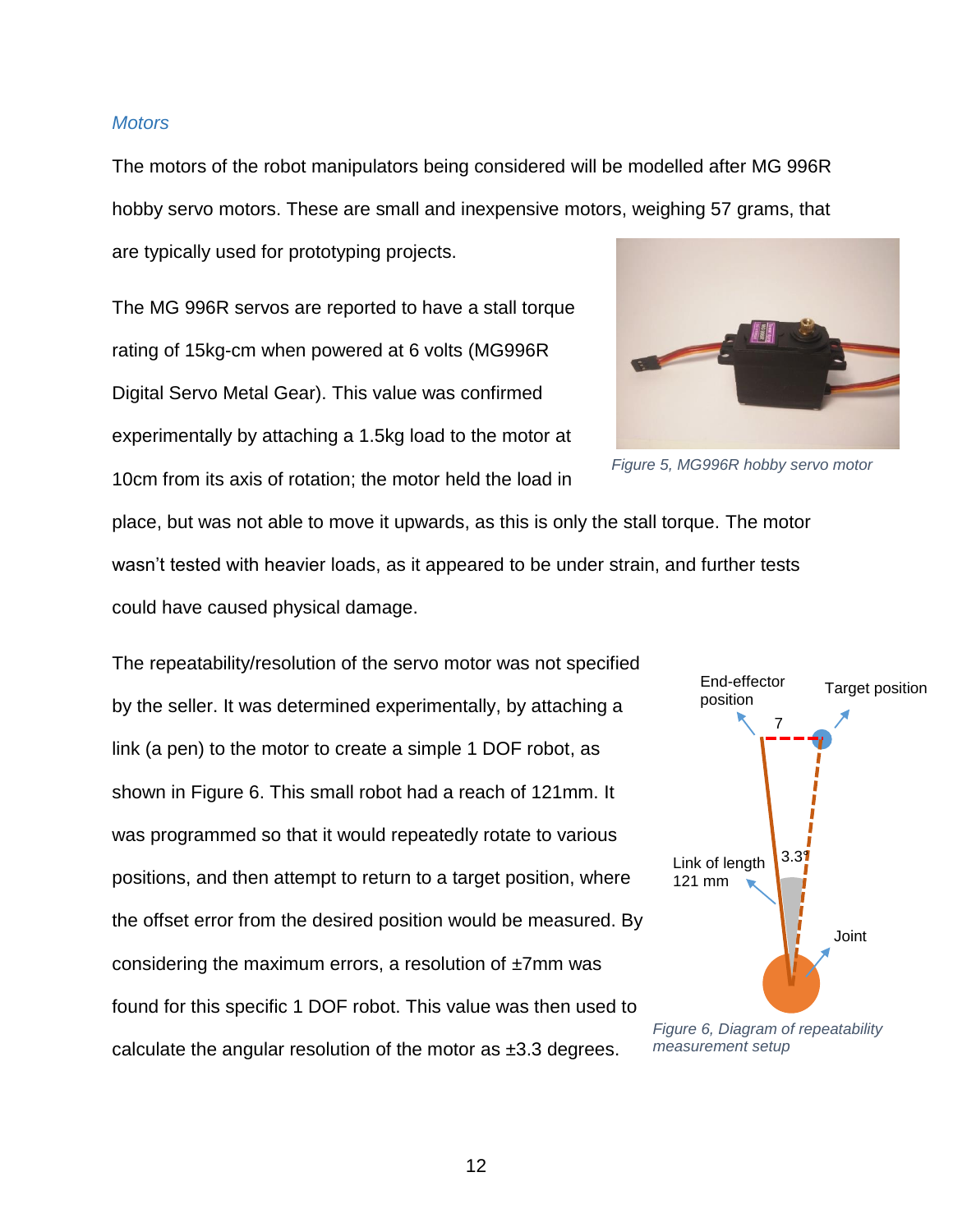### Motors

The motors of the robot manipulators being considered will be modelled after MG 996R hobby servo motors. These are small and inexpensive motors, weighing 57 grams, that are typically used for prototyping projects.

The MG 996R servos are reported to have a stall torque rating of 15kg-cm when powered at 6 volts (MG996R Digital Servo Metal Gear). This value was confirmed experimentally by attaching a 1.5kg load to the motor at 10cm from its axis of rotation; the motor held the load in place, but was not able to move it upwards, as this is only the stall torque. The motor wasn't tested with heavier loads, as it appeared to be under strain, and further tests could have caused physical damage.

*Figure 5, MG996R hobby servo motor*

The repeatability/resolution of the servo motor was not specified by the seller. It was determined experimentally, by attaching a link (a pen) to the motor to create a simple 1 DOF robot, as shown in Figure 6. This small robot had a reach of 121mm. It was programmed so that it would repeatedly rotate to various positions, and then attempt to return to a target position, where the offset error from the desired position would be measured. By considering the maximum errors, a resolution of ±7mm was found for this specific 1 DOF robot. This value was then used to calculate the angular resolution of the motor as ±3.3 degrees.

*Figure 6, Diagram of repeatability measurement setup*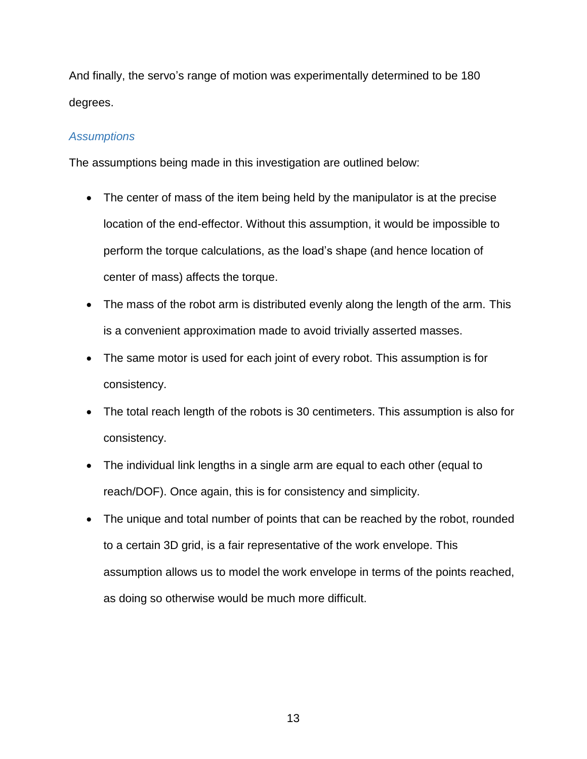And finally, the servo's range of motion was experimentally determined to be 180 degrees.

### *Assumptions*

The assumptions being made in this investigation are outlined below:

- The center of mass of the item being held by the manipulator is at the precise location of the end-effector. Without this assumption, it would be impossible to perform the torque calculations, as the load's shape (and hence location of center of mass) affects the torque.
- The mass of the robot arm is distributed evenly along the length of the arm. This is a convenient approximation made to avoid trivially asserted masses.
- The same motor is used for each joint of every robot. This assumption is for consistency.
- The total reach length of the robots is 30 centimeters. This assumption is also for consistency.
- The individual link lengths in a single arm are equal to each other (equal to reach/DOF). Once again, this is for consistency and simplicity.
- The unique and total number of points that can be reached by the robot, rounded to a certain 3D grid, is a fair representative of the work envelope. This assumption allows us to model the work envelope in terms of the points reached, as doing so otherwise would be much more difficult.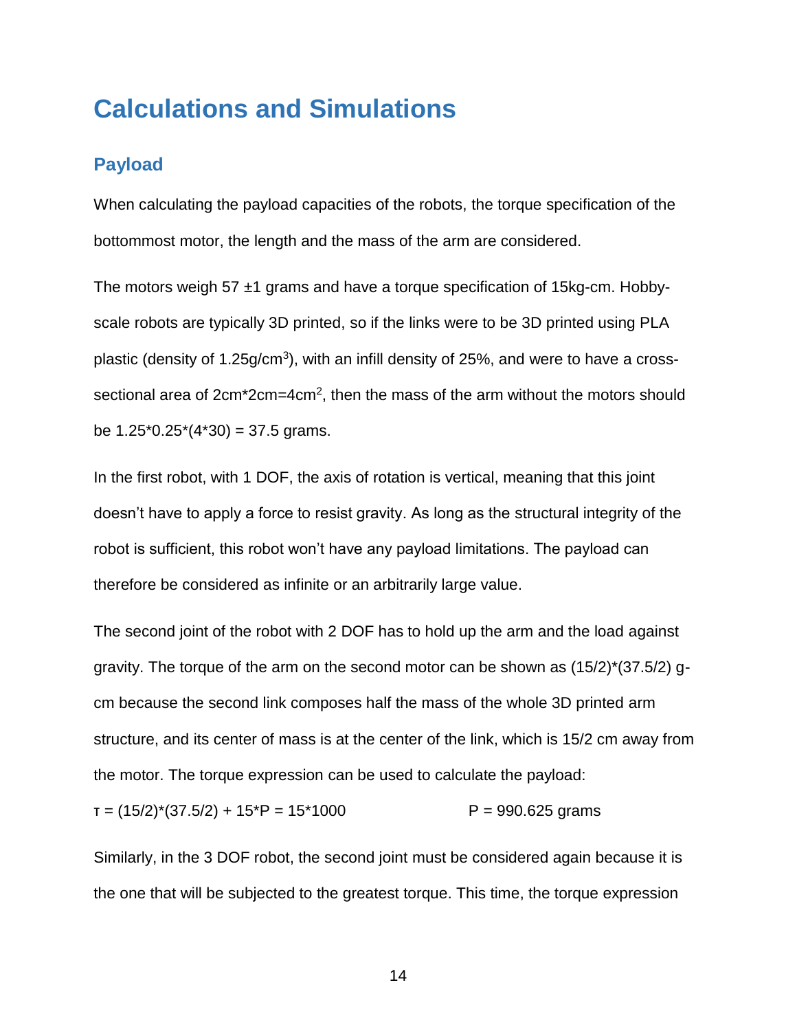# Calculations and Simulations

## Payload

When calculating the payload capacities of the robots, the torque specification of the bottommost motor, the length and the mass of the arm are considered.

The motors weigh 57 ±1 grams and have a torque specification of 15kg-cm. Hobby-scale robots are typically 3D printed, so if the links were to be 3D printed using PLA plastic (density of 1.25g/cm$^3$), with an infill density of 25%, and were to have a cross-sectional area of 2cm*2cm=4cm$^2$, then the mass of the arm without the motors should be 1.25*0.25*(4*30) = 37.5 grams.

In the first robot, with 1 DOF, the axis of rotation is vertical, meaning that this joint doesn't have to apply a force to resist gravity. As long as the structural integrity of the robot is sufficient, this robot won't have any payload limitations. The payload can therefore be considered as infinite or an arbitrarily large value.

The second joint of the robot with 2 DOF has to hold up the arm and the load against gravity. The torque of the arm on the second motor can be shown as (15/2)*(37.5/2) g-cm because the second link composes half the mass of the whole 3D printed arm structure, and its center of mass is at the center of the link, which is 15/2 cm away from the motor. The torque expression can be used to calculate the payload:

$\tau$ = (15/2)*(37.5/2) + 15*P = 15*1000 P = 990.625 grams

Similarly, in the 3 DOF robot, the second joint must be considered again because it is the one that will be subjected to the greatest torque. This time, the torque expression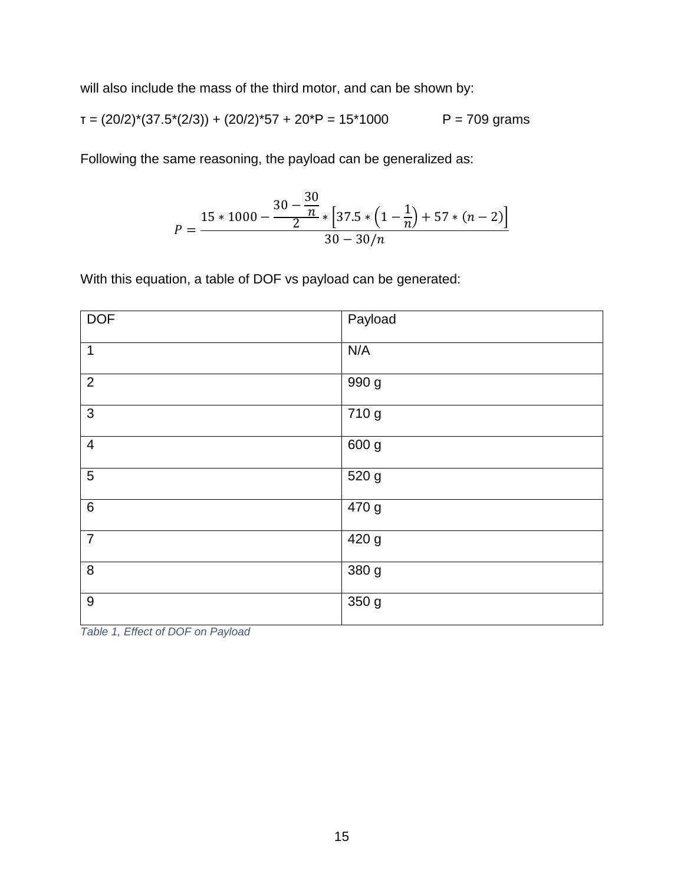will also include the mass of the third motor, and can be shown by:

$\tau = (20/2)*(37.5*(2/3)) + (20/2)*57 + 20*P = 15*1000$ P = 709 grams

Following the same reasoning, the payload can be generalized as:

$$P = \frac{15 * 1000 - \frac{30 - \frac{30}{n}}{2} * \left[37.5 * \left(1 - \frac{1}{n}\right) + 57 * (n - 2)\right]}{30 - 30/n}$$

With this equation, a table of DOF vs payload can be generated:

| DOF | Payload |
|---|---|
| 1 | N/A |
| 2 | 990 g |
| 3 | 710 g |
| 4 | 600 g |
| 5 | 520 g |
| 6 | 470 g |
| 7 | 420 g |
| 8 | 380 g |
| 9 | 350 g |

*Table 1, Effect of DOF on Payload*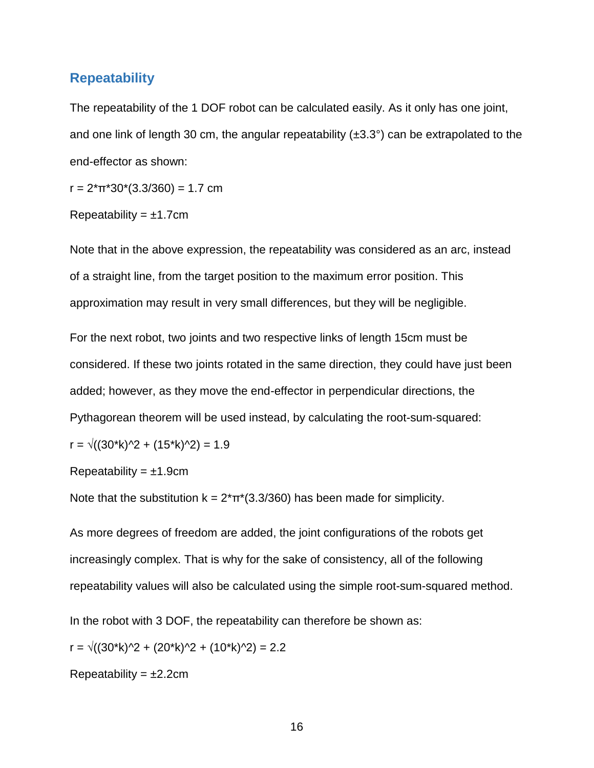## Repeatability

The repeatability of the 1 DOF robot can be calculated easily. As it only has one joint, and one link of length 30 cm, the angular repeatability (±3.3°) can be extrapolated to the end-effector as shown:

$r = 2*\pi*30*(3.3/360) = 1.7$ cm

Repeatability = ±1.7cm

Note that in the above expression, the repeatability was considered as an arc, instead of a straight line, from the target position to the maximum error position. This approximation may result in very small differences, but they will be negligible.

For the next robot, two joints and two respective links of length 15cm must be considered. If these two joints rotated in the same direction, they could have just been added; however, as they move the end-effector in perpendicular directions, the Pythagorean theorem will be used instead, by calculating the root-sum-squared:

$r = \sqrt{(30*k)^2 + (15*k)^2} = 1.9$

Repeatability = ±1.9cm

Note that the substitution $k = 2*\pi*(3.3/360)$ has been made for simplicity.

As more degrees of freedom are added, the joint configurations of the robots get increasingly complex. That is why for the sake of consistency, all of the following repeatability values will also be calculated using the simple root-sum-squared method.

In the robot with 3 DOF, the repeatability can therefore be shown as:

$r = \sqrt{(30*k)^2 + (20*k)^2 + (10*k)^2} = 2.2$

Repeatability = ±2.2cm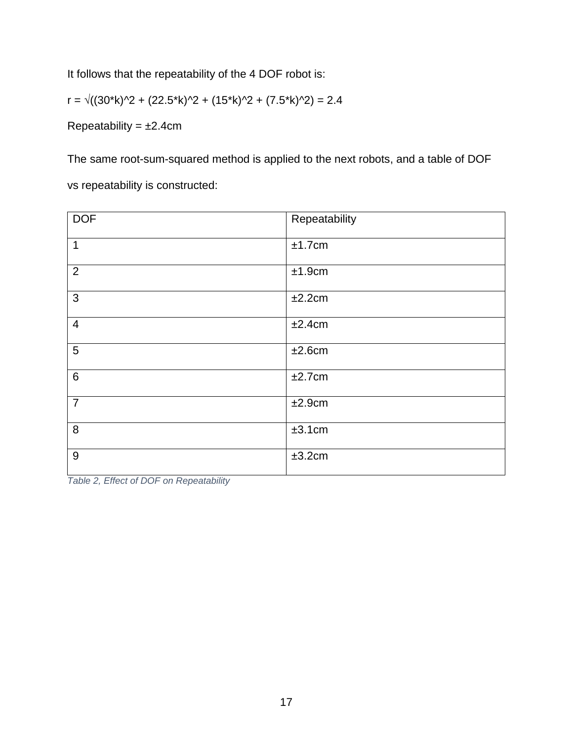It follows that the repeatability of the 4 DOF robot is:

$$r = \sqrt{(30k)^2 + (22.5k)^2 + (15k)^2 + (7.5k)^2} = 2.4$$

Repeatability = ±2.4cm

The same root-sum-squared method is applied to the next robots, and a table of DOF vs repeatability is constructed:

| DOF | Repeatability |
|---|---|
| 1 | ±1.7cm |
| 2 | ±1.9cm |
| 3 | ±2.2cm |
| 4 | ±2.4cm |
| 5 | ±2.6cm |
| 6 | ±2.7cm |
| 7 | ±2.9cm |
| 8 | ±3.1cm |
| 9 | ±3.2cm |

*Table 2, Effect of DOF on Repeatability*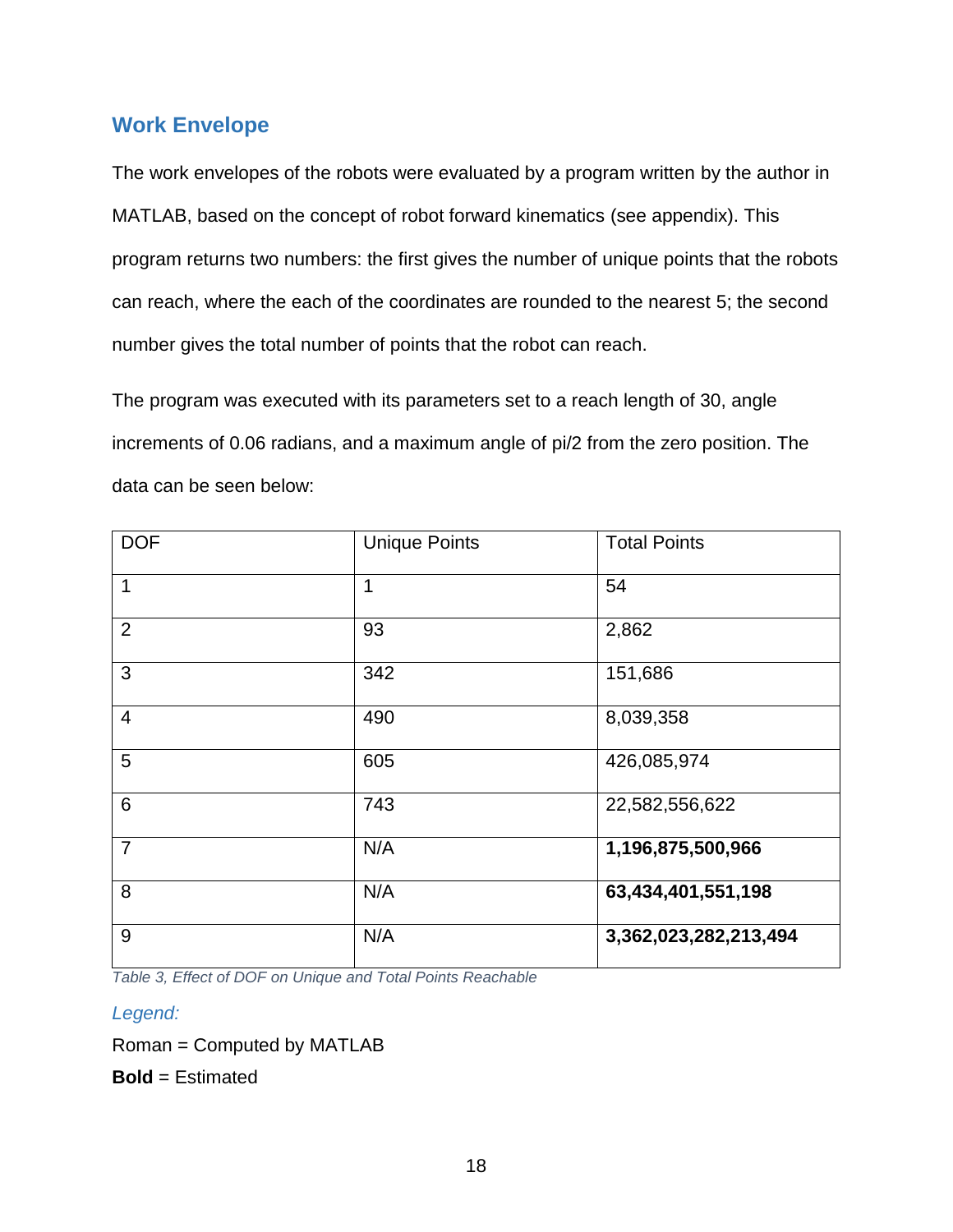## Work Envelope

The work envelopes of the robots were evaluated by a program written by the author in MATLAB, based on the concept of robot forward kinematics (see appendix). This program returns two numbers: the first gives the number of unique points that the robots can reach, where the each of the coordinates are rounded to the nearest 5; the second number gives the total number of points that the robot can reach.

The program was executed with its parameters set to a reach length of 30, angle increments of 0.06 radians, and a maximum angle of pi/2 from the zero position. The data can be seen below:

| DOF | Unique Points | Total Points |
|---|---|---|
| 1 | 1 | 54 |
| 2 | 93 | 2,862 |
| 3 | 342 | 151,686 |
| 4 | 490 | 8,039,358 |
| 5 | 605 | 426,085,974 |
| 6 | 743 | 22,582,556,622 |
| 7 | N/A | **1,196,875,500,966** |
| 8 | N/A | **63,434,401,551,198** |
| 9 | N/A | **3,362,023,282,213,494** |

*Table 3, Effect of DOF on Unique and Total Points Reachable*

*Legend:*

Roman = Computed by MATLAB

**Bold** = Estimated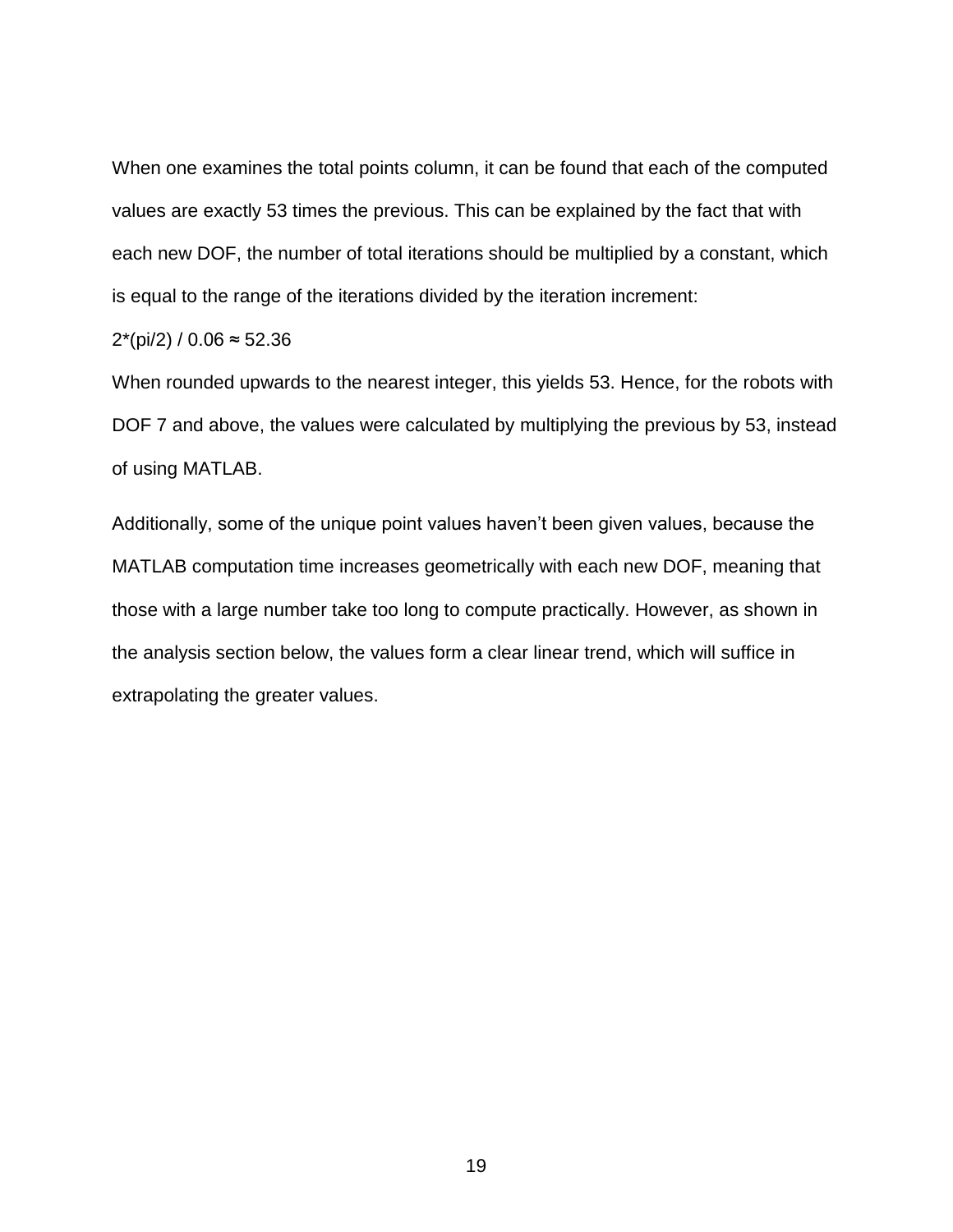When one examines the total points column, it can be found that each of the computed values are exactly 53 times the previous. This can be explained by the fact that with each new DOF, the number of total iterations should be multiplied by a constant, which is equal to the range of the iterations divided by the iteration increment:

2*(pi/2) / 0.06 ≈ 52.36

When rounded upwards to the nearest integer, this yields 53. Hence, for the robots with DOF 7 and above, the values were calculated by multiplying the previous by 53, instead of using MATLAB.

Additionally, some of the unique point values haven't been given values, because the MATLAB computation time increases geometrically with each new DOF, meaning that those with a large number take too long to compute practically. However, as shown in the analysis section below, the values form a clear linear trend, which will suffice in extrapolating the greater values.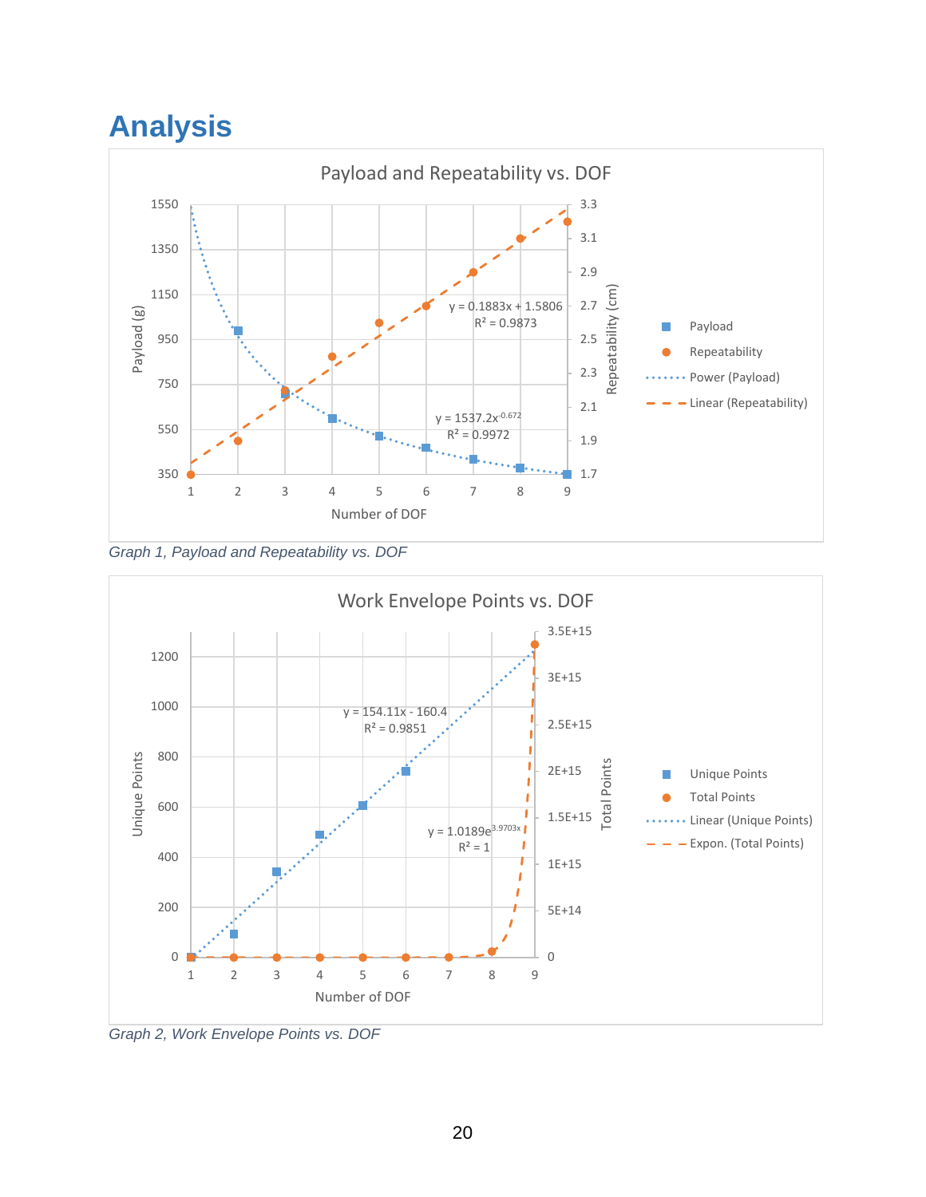# Analysis

Graph 1, Payload and Repeatability vs. DOF

Graph 2, Work Envelope Points vs. DOF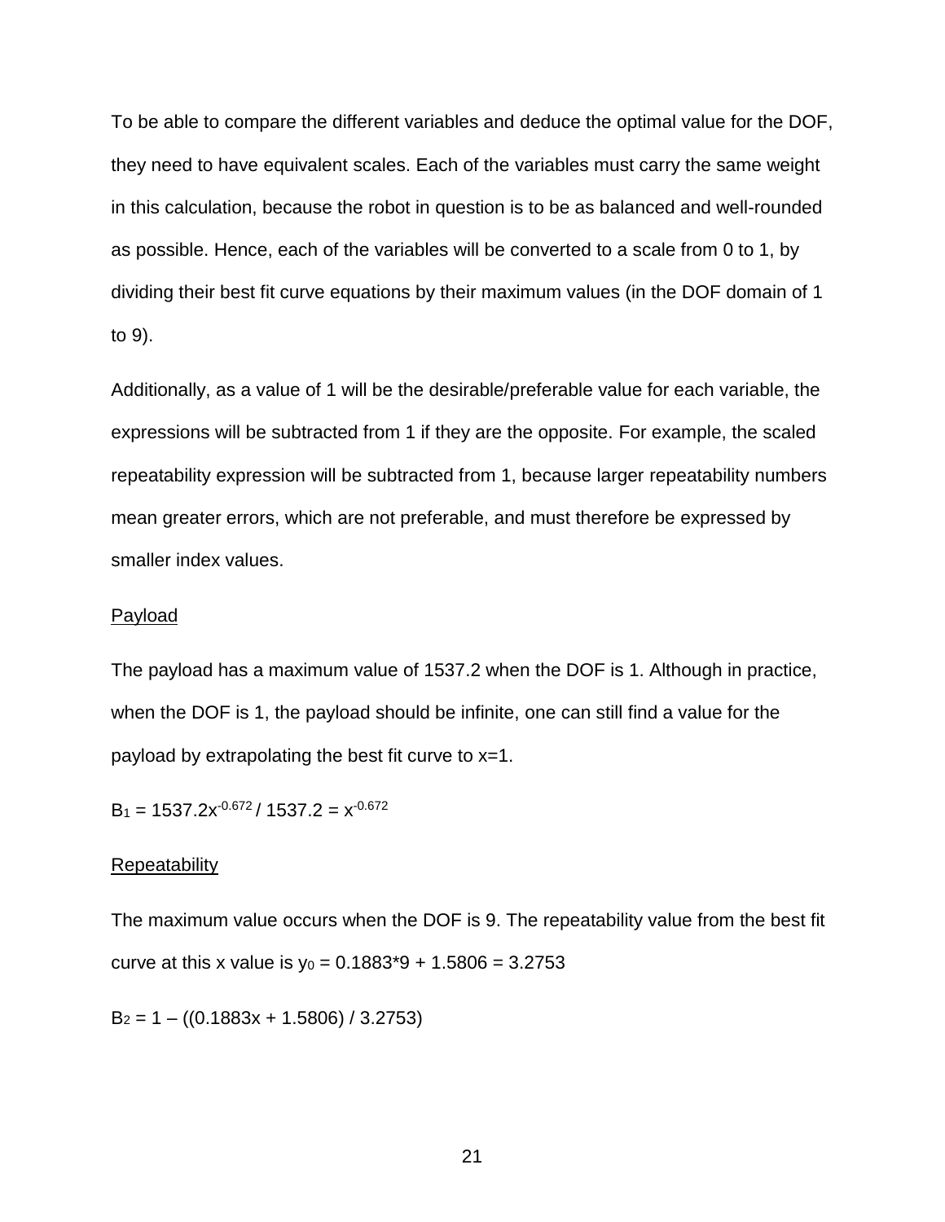To be able to compare the different variables and deduce the optimal value for the DOF, they need to have equivalent scales. Each of the variables must carry the same weight in this calculation, because the robot in question is to be as balanced and well-rounded as possible. Hence, each of the variables will be converted to a scale from 0 to 1, by dividing their best fit curve equations by their maximum values (in the DOF domain of 1 to 9).

Additionally, as a value of 1 will be the desirable/preferable value for each variable, the expressions will be subtracted from 1 if they are the opposite. For example, the scaled repeatability expression will be subtracted from 1, because larger repeatability numbers mean greater errors, which are not preferable, and must therefore be expressed by smaller index values.

<u>Payload</u>

The payload has a maximum value of 1537.2 when the DOF is 1. Although in practice, when the DOF is 1, the payload should be infinite, one can still find a value for the payload by extrapolating the best fit curve to x=1.

$B_1 = 1537.2x^{-0.672} / 1537.2 = x^{-0.672}$

<u>Repeatability</u>

The maximum value occurs when the DOF is 9. The repeatability value from the best fit curve at this x value is $y_0 = 0.1883*9 + 1.5806 = 3.2753$

$B_2 = 1 – ((0.1883x + 1.5806) / 3.2753)$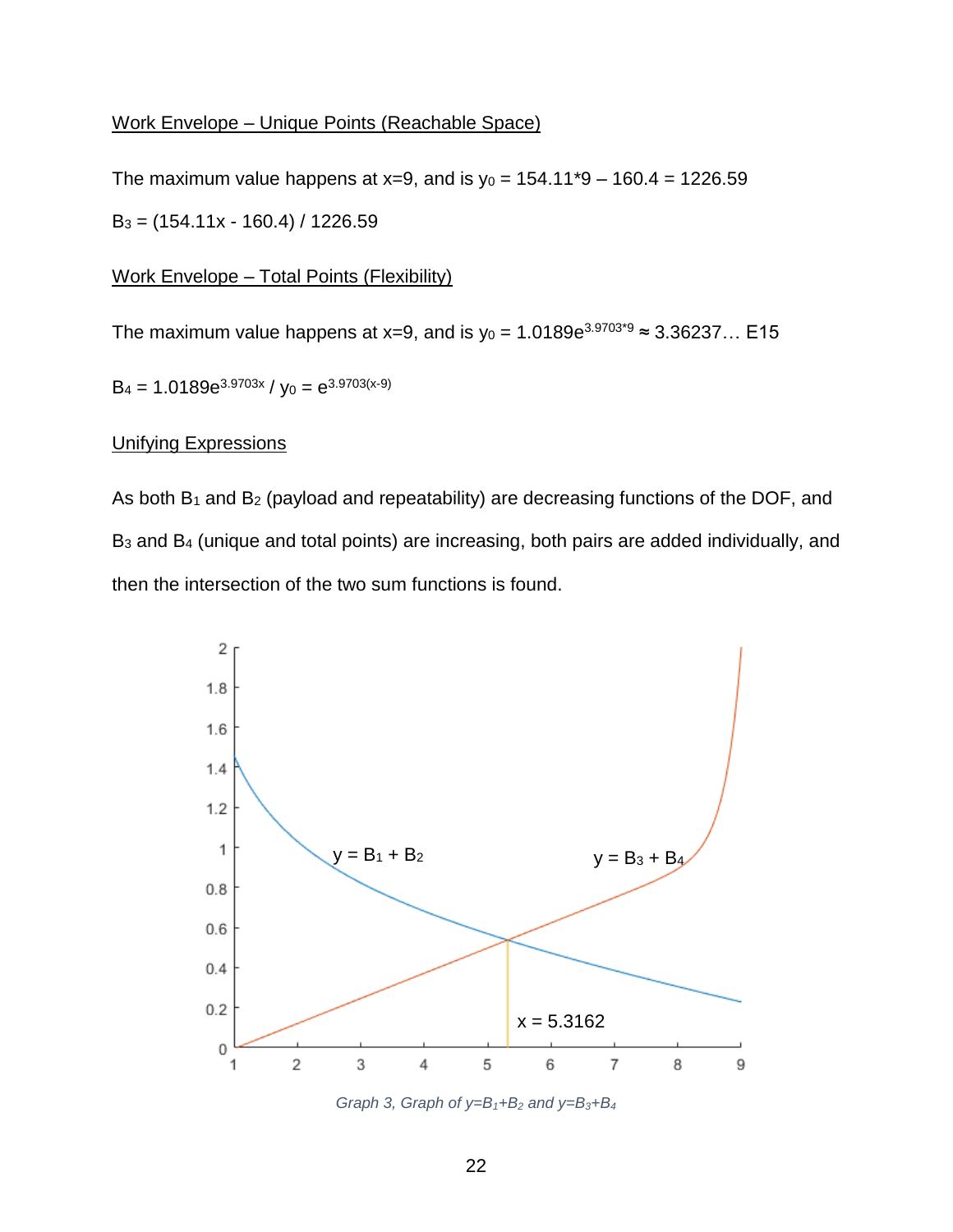Work Envelope – Unique Points (Reachable Space)

The maximum value happens at $x=9$, and is $y_0 = 154.11*9 – 160.4 = 1226.59$

$B_3 = (154.11x - 160.4) / 1226.59$

Work Envelope – Total Points (Flexibility)

The maximum value happens at $x=9$, and is $y_0 = 1.0189e^{3.9703*9} \approx 3.36237\ldots$ E15

$B_4 = 1.0189e^{3.9703x} / y_0 = e^{3.9703(x-9)}$

Unifying Expressions

As both $B_1$ and $B_2$ (payload and repeatability) are decreasing functions of the DOF, and $B_3$ and $B_4$ (unique and total points) are increasing, both pairs are added individually, and then the intersection of the two sum functions is found.

*Graph 3, Graph of $y=B_1+B_2$ and $y=B_3+B_4$*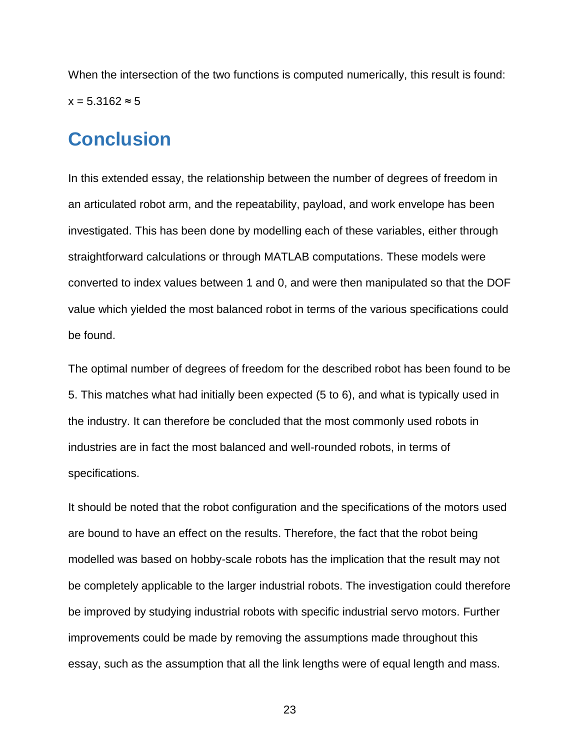When the intersection of the two functions is computed numerically, this result is found:

$x = 5.3162 \approx 5$

## Conclusion

In this extended essay, the relationship between the number of degrees of freedom in an articulated robot arm, and the repeatability, payload, and work envelope has been investigated. This has been done by modelling each of these variables, either through straightforward calculations or through MATLAB computations. These models were converted to index values between 1 and 0, and were then manipulated so that the DOF value which yielded the most balanced robot in terms of the various specifications could be found.

The optimal number of degrees of freedom for the described robot has been found to be 5. This matches what had initially been expected (5 to 6), and what is typically used in the industry. It can therefore be concluded that the most commonly used robots in industries are in fact the most balanced and well-rounded robots, in terms of specifications.

It should be noted that the robot configuration and the specifications of the motors used are bound to have an effect on the results. Therefore, the fact that the robot being modelled was based on hobby-scale robots has the implication that the result may not be completely applicable to the larger industrial robots. The investigation could therefore be improved by studying industrial robots with specific industrial servo motors. Further improvements could be made by removing the assumptions made throughout this essay, such as the assumption that all the link lengths were of equal length and mass.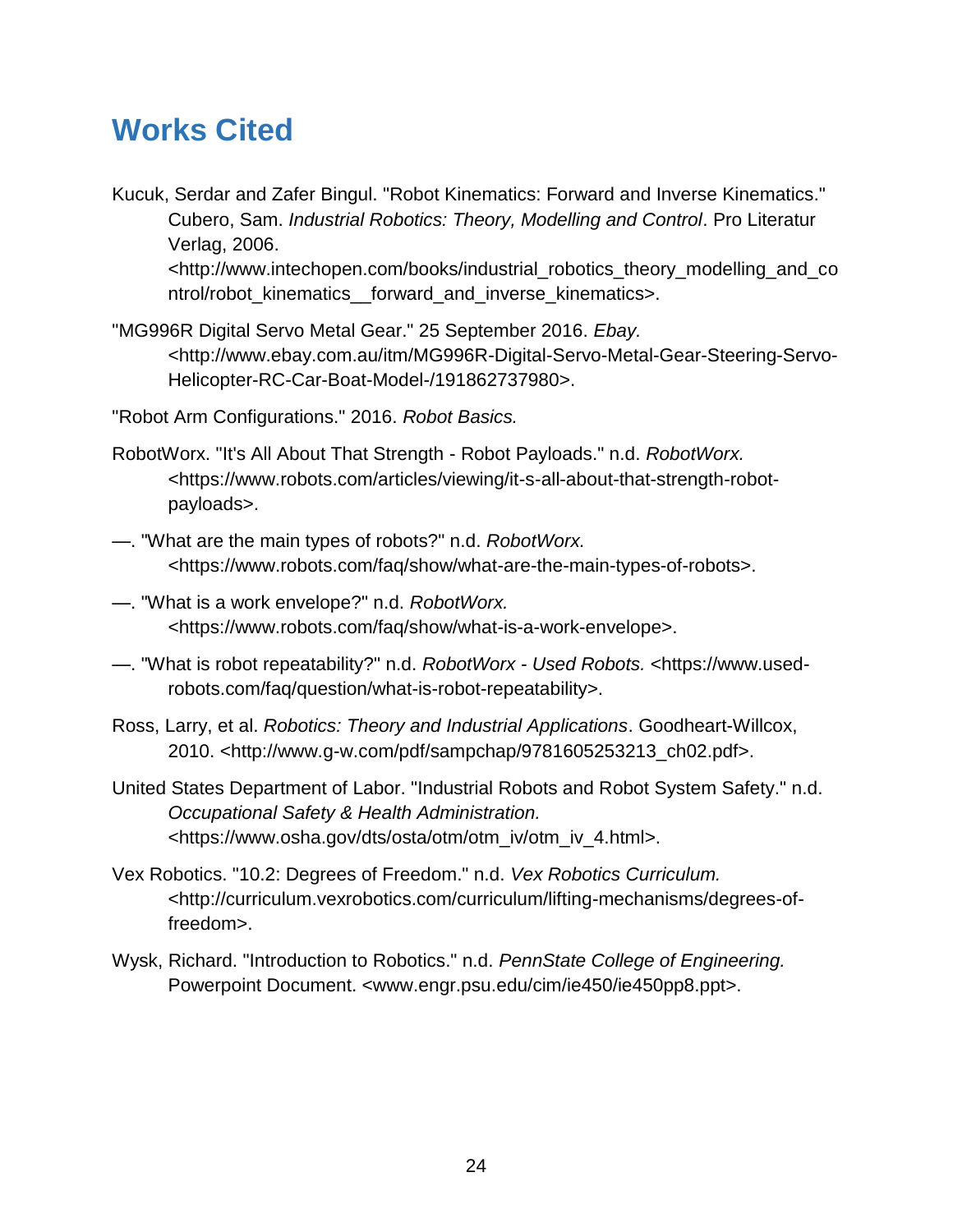# Works Cited

Kucuk, Serdar and Zafer Bingul. "Robot Kinematics: Forward and Inverse Kinematics." Cubero, Sam. *Industrial Robotics: Theory, Modelling and Control*. Pro Literatur Verlag, 2006. <http://www.intechopen.com/books/industrial_robotics_theory_modelling_and_control/robot_kinematics__forward_and_inverse_kinematics>.

"MG996R Digital Servo Metal Gear." 25 September 2016. *Ebay.* <http://www.ebay.com.au/itm/MG996R-Digital-Servo-Metal-Gear-Steering-Servo-Helicopter-RC-Car-Boat-Model-/191862737980>.

"Robot Arm Configurations." 2016. *Robot Basics.*

RobotWorx. "It's All About That Strength - Robot Payloads." n.d. *RobotWorx.* <https://www.robots.com/articles/viewing/it-s-all-about-that-strength-robot-payloads>.

—. "What are the main types of robots?" n.d. *RobotWorx.* <https://www.robots.com/faq/show/what-are-the-main-types-of-robots>.

—. "What is a work envelope?" n.d. *RobotWorx.* <https://www.robots.com/faq/show/what-is-a-work-envelope>.

—. "What is robot repeatability?" n.d. *RobotWorx - Used Robots.* <https://www.used-robots.com/faq/question/what-is-robot-repeatability>.

Ross, Larry, et al. *Robotics: Theory and Industrial Applications*. Goodheart-Willcox, 2010. <http://www.g-w.com/pdf/sampchap/9781605253213_ch02.pdf>.

United States Department of Labor. "Industrial Robots and Robot System Safety." n.d. *Occupational Safety & Health Administration.* <https://www.osha.gov/dts/osta/otm/otm_iv/otm_iv_4.html>.

Vex Robotics. "10.2: Degrees of Freedom." n.d. *Vex Robotics Curriculum.* <http://curriculum.vexrobotics.com/curriculum/lifting-mechanisms/degrees-of-freedom>.

Wysk, Richard. "Introduction to Robotics." n.d. *PennState College of Engineering.* Powerpoint Document. <www.engr.psu.edu/cim/ie450/ie450pp8.ppt>.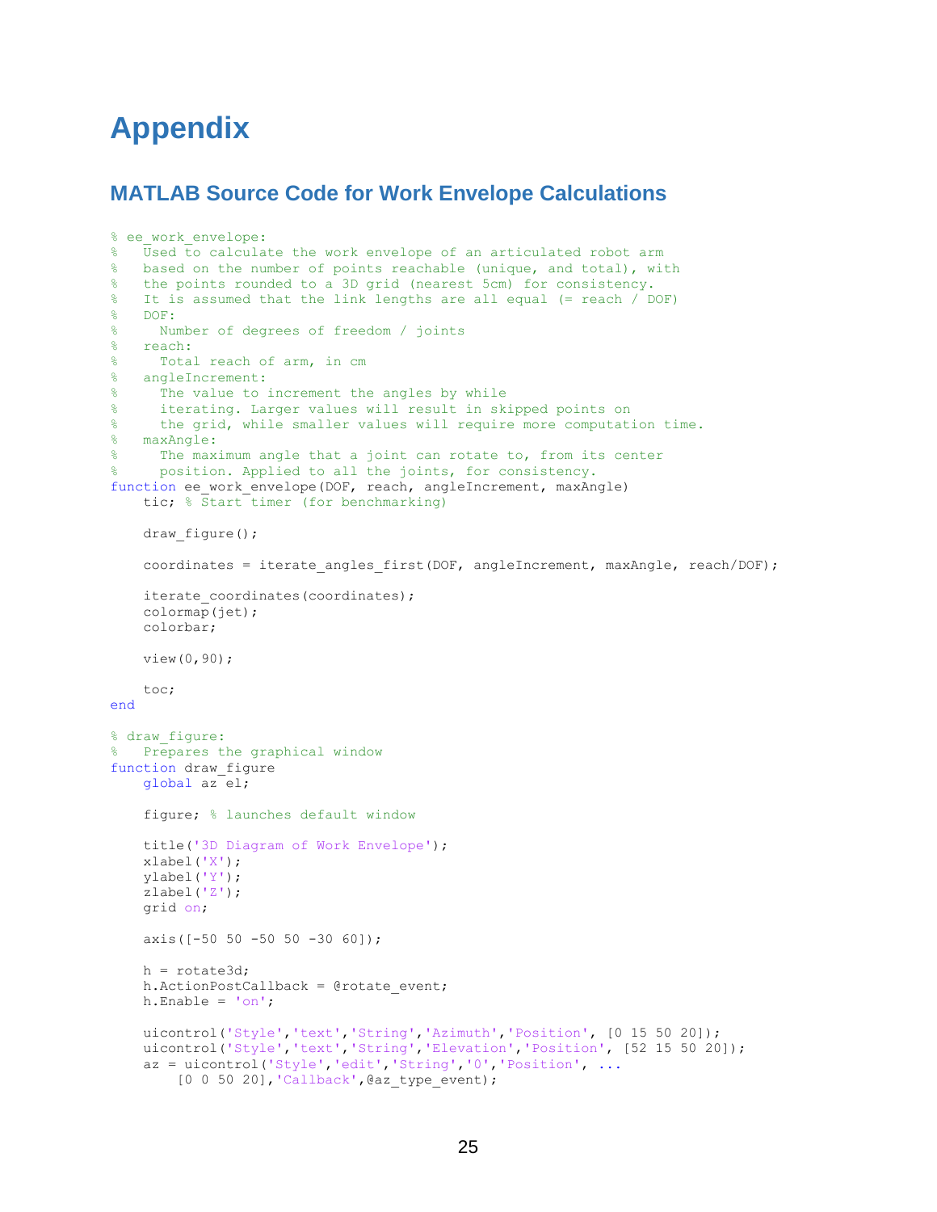# Appendix

## MATLAB Source Code for Work Envelope Calculations

```
% ee_work_envelope:
%   Used to calculate the work envelope of an articulated robot arm
%   based on the number of points reachable (unique, and total), with
%   the points rounded to a 3D grid (nearest 5cm) for consistency.
%   It is assumed that the link lengths are all equal (= reach / DOF)
%   DOF:
%     Number of degrees of freedom / joints
%   reach:
%     Total reach of arm, in cm
%   angleIncrement:
%     The value to increment the angles by while
%     iterating. Larger values will result in skipped points on
%     the grid, while smaller values will require more computation time.
%   maxAngle:
%     The maximum angle that a joint can rotate to, from its center
%     position. Applied to all the joints, for consistency.
function ee_work_envelope(DOF, reach, angleIncrement, maxAngle)
    tic; % Start timer (for benchmarking)

    draw_figure();

    coordinates = iterate_angles_first(DOF, angleIncrement, maxAngle, reach/DOF);

    iterate_coordinates(coordinates);
    colormap(jet);
    colorbar;

    view(0,90);

    toc;
end

% draw_figure:
%   Prepares the graphical window
function draw_figure
    global az el;

    figure; % launches default window

    title('3D Diagram of Work Envelope');
    xlabel('X');
    ylabel('Y');
    zlabel('Z');
    grid on;

    axis([-50 50 -50 50 -30 60]);

    h = rotate3d;
    h.ActionPostCallback = @rotate_event;
    h.Enable = 'on';

    uicontrol('Style','text','String','Azimuth','Position', [0 15 50 20]);
    uicontrol('Style','text','String','Elevation','Position', [52 15 50 20]);
    az = uicontrol('Style','edit','String','0','Position', ...
        [0 0 50 20],'Callback',@az_type_event);
```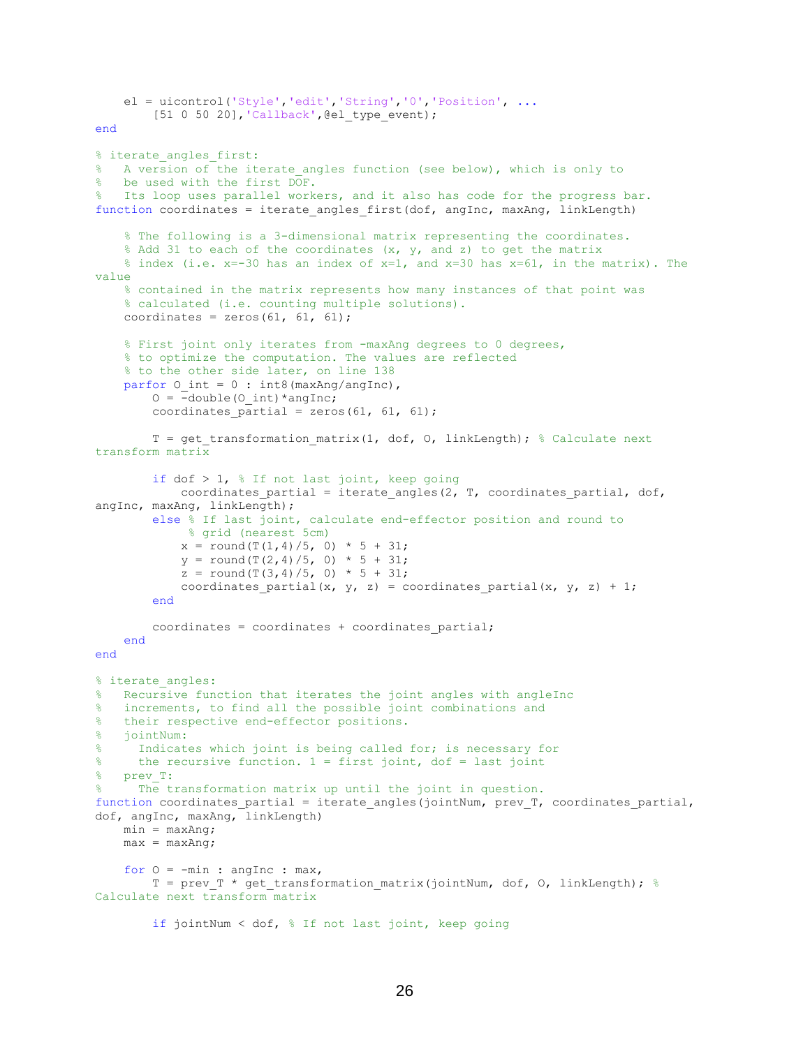```matlab
    el = uicontrol('Style','edit','String','0','Position', ...
        [51 0 50 20],'Callback',@el_type_event);
end

% iterate_angles_first:
%   A version of the iterate_angles function (see below), which is only to
%   be used with the first DOF.
%   Its loop uses parallel workers, and it also has code for the progress bar.
function coordinates = iterate_angles_first(dof, angInc, maxAng, linkLength)

    % The following is a 3-dimensional matrix representing the coordinates.
    % Add 31 to each of the coordinates (x, y, and z) to get the matrix
    % index (i.e. x=-30 has an index of x=1, and x=30 has x=61, in the matrix). The
value
    % contained in the matrix represents how many instances of that point was
    % calculated (i.e. counting multiple solutions).
    coordinates = zeros(61, 61, 61);

    % First joint only iterates from -maxAng degrees to 0 degrees,
    % to optimize the computation. The values are reflected
    % to the other side later, on line 138
    parfor O_int = 0 : int8(maxAng/angInc),
        O = -double(O_int)*angInc;
        coordinates_partial = zeros(61, 61, 61);

        T = get_transformation_matrix(1, dof, O, linkLength); % Calculate next
transform matrix

        if dof > 1, % If not last joint, keep going
            coordinates_partial = iterate_angles(2, T, coordinates_partial, dof,
angInc, maxAng, linkLength);
        else % If last joint, calculate end-effector position and round to
             % grid (nearest 5cm)
            x = round(T(1,4)/5, 0) * 5 + 31;
            y = round(T(2,4)/5, 0) * 5 + 31;
            z = round(T(3,4)/5, 0) * 5 + 31;
            coordinates_partial(x, y, z) = coordinates_partial(x, y, z) + 1;
        end

        coordinates = coordinates + coordinates_partial;
    end
end

% iterate_angles:
%   Recursive function that iterates the joint angles with angleInc
%   increments, to find all the possible joint combinations and
%   their respective end-effector positions.
%   jointNum:
%     Indicates which joint is being called for; is necessary for
%     the recursive function. 1 = first joint, dof = last joint
%   prev_T:
%     The transformation matrix up until the joint in question.
function coordinates_partial = iterate_angles(jointNum, prev_T, coordinates_partial,
dof, angInc, maxAng, linkLength)
    min = maxAng;
    max = maxAng;

    for O = -min : angInc : max,
        T = prev_T * get_transformation_matrix(jointNum, dof, O, linkLength); %
Calculate next transform matrix

        if jointNum < dof, % If not last joint, keep going
```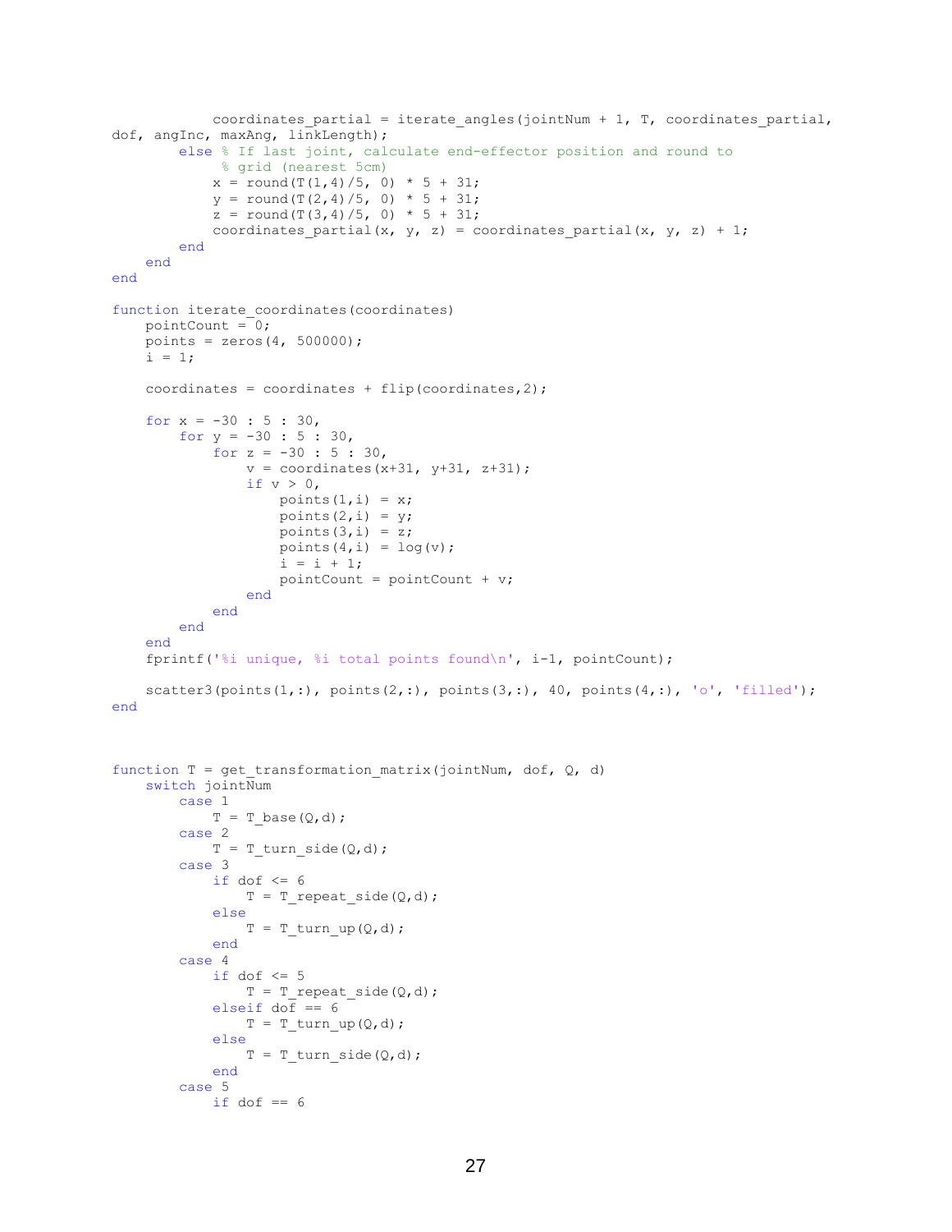```
            coordinates_partial = iterate_angles(jointNum + 1, T, coordinates_partial,
dof, angInc, maxAng, linkLength);
        else % If last joint, calculate end-effector position and round to
             % grid (nearest 5cm)
            x = round(T(1,4)/5, 0) * 5 + 31;
            y = round(T(2,4)/5, 0) * 5 + 31;
            z = round(T(3,4)/5, 0) * 5 + 31;
            coordinates_partial(x, y, z) = coordinates_partial(x, y, z) + 1;
        end
    end
end

function iterate_coordinates(coordinates)
    pointCount = 0;
    points = zeros(4, 500000);
    i = 1;

    coordinates = coordinates + flip(coordinates,2);

    for x = -30 : 5 : 30,
        for y = -30 : 5 : 30,
            for z = -30 : 5 : 30,
                v = coordinates(x+31, y+31, z+31);
                if v > 0,
                    points(1,i) = x;
                    points(2,i) = y;
                    points(3,i) = z;
                    points(4,i) = log(v);
                    i = i + 1;
                    pointCount = pointCount + v;
                end
            end
        end
    end
    fprintf('%i unique, %i total points found\n', i-1, pointCount);

    scatter3(points(1,:), points(2,:), points(3,:), 40, points(4,:), 'o', 'filled');
end



function T = get_transformation_matrix(jointNum, dof, Q, d)
    switch jointNum
        case 1
            T = T_base(Q,d);
        case 2
            T = T_turn_side(Q,d);
        case 3
            if dof <= 6
                T = T_repeat_side(Q,d);
            else
                T = T_turn_up(Q,d);
            end
        case 4
            if dof <= 5
                T = T_repeat_side(Q,d);
            elseif dof == 6
                T = T_turn_up(Q,d);
            else
                T = T_turn_side(Q,d);
            end
        case 5
            if dof == 6
```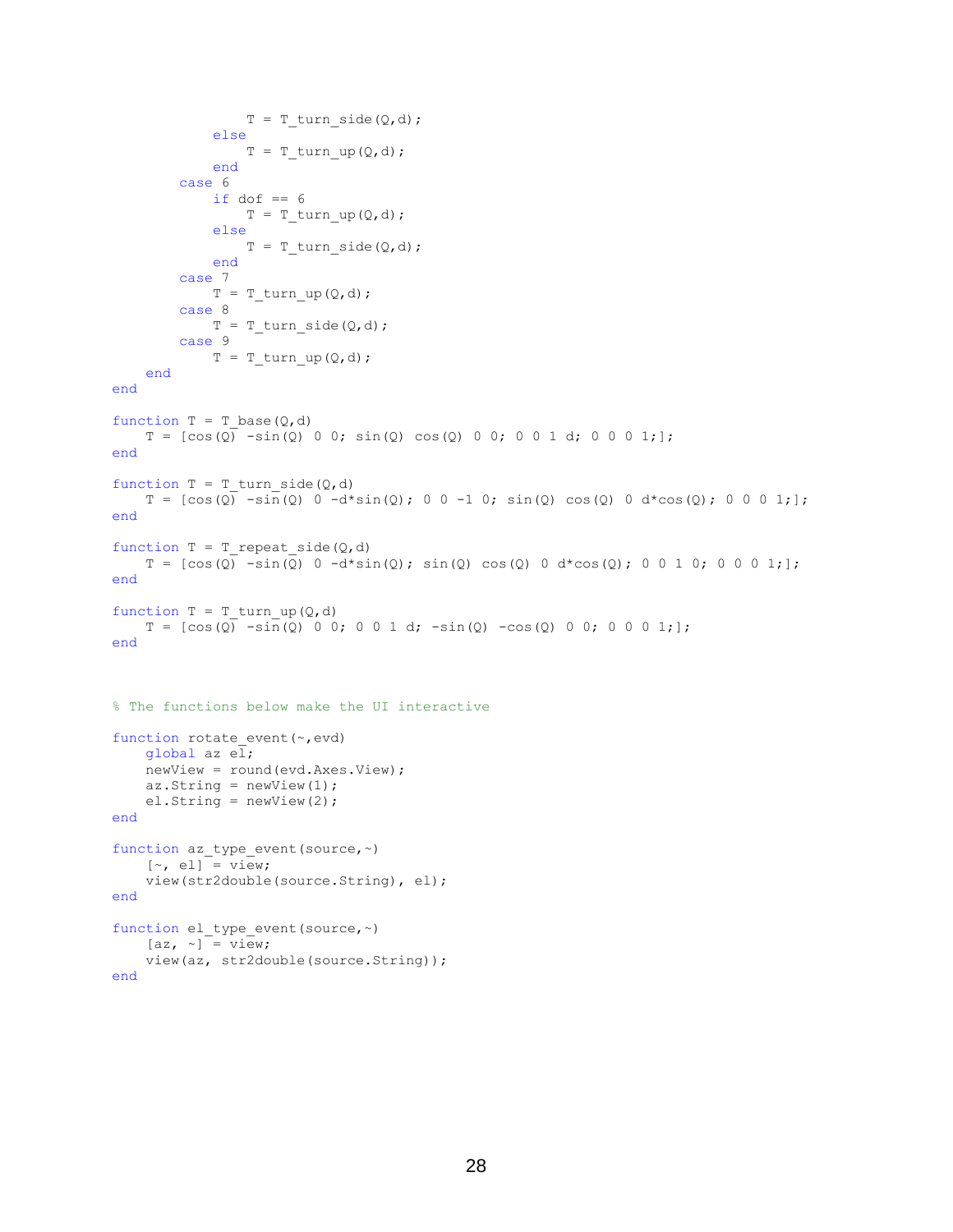```
                T = T_turn_side(Q,d);
            else
                T = T_turn_up(Q,d);
            end
        case 6
            if dof == 6
                T = T_turn_up(Q,d);
            else
                T = T_turn_side(Q,d);
            end
        case 7
            T = T_turn_up(Q,d);
        case 8
            T = T_turn_side(Q,d);
        case 9
            T = T_turn_up(Q,d);
    end
end

function T = T_base(Q,d)
    T = [cos(Q) -sin(Q) 0 0; sin(Q) cos(Q) 0 0; 0 0 1 d; 0 0 0 1;];
end

function T = T_turn_side(Q,d)
    T = [cos(Q) -sin(Q) 0 -d*sin(Q); 0 0 -1 0; sin(Q) cos(Q) 0 d*cos(Q); 0 0 0 1;];
end

function T = T_repeat_side(Q,d)
    T = [cos(Q) -sin(Q) 0 -d*sin(Q); sin(Q) cos(Q) 0 d*cos(Q); 0 0 1 0; 0 0 0 1;];
end

function T = T_turn_up(Q,d)
    T = [cos(Q) -sin(Q) 0 0; 0 0 1 d; -sin(Q) -cos(Q) 0 0; 0 0 0 1;];
end



% The functions below make the UI interactive

function rotate_event(~,evd)
    global az el;
    newView = round(evd.Axes.View);
    az.String = newView(1);
    el.String = newView(2);
end

function az_type_event(source,~)
    [~, el] = view;
    view(str2double(source.String), el);
end

function el_type_event(source,~)
    [az, ~] = view;
    view(az, str2double(source.String));
end
```